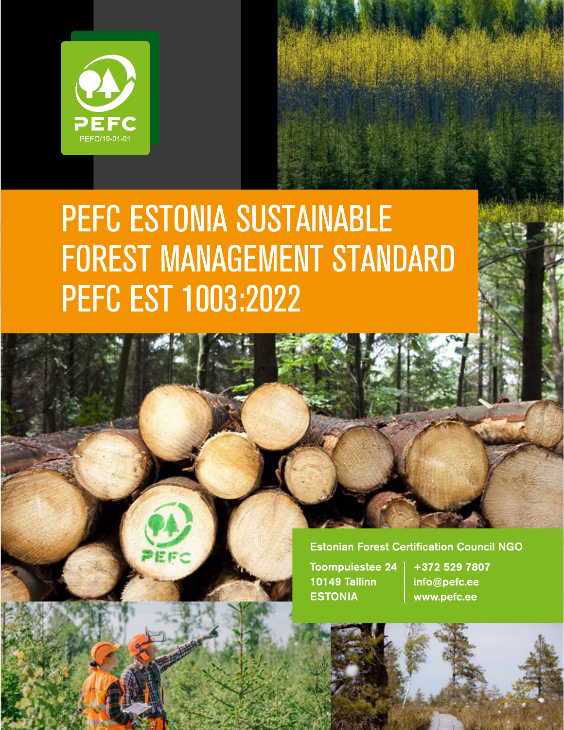PEFC

PEFC/19-01-01

# PEFC ESTONIA SUSTAINABLE FOREST MANAGEMENT STANDARD PEFC EST 1003:2022

**Estonian Forest Certification Council NGO**

Toompuiestee 24
10149 Tallinn
ESTONIA

+372 529 7807
info@pefc.ee
www.pefc.ee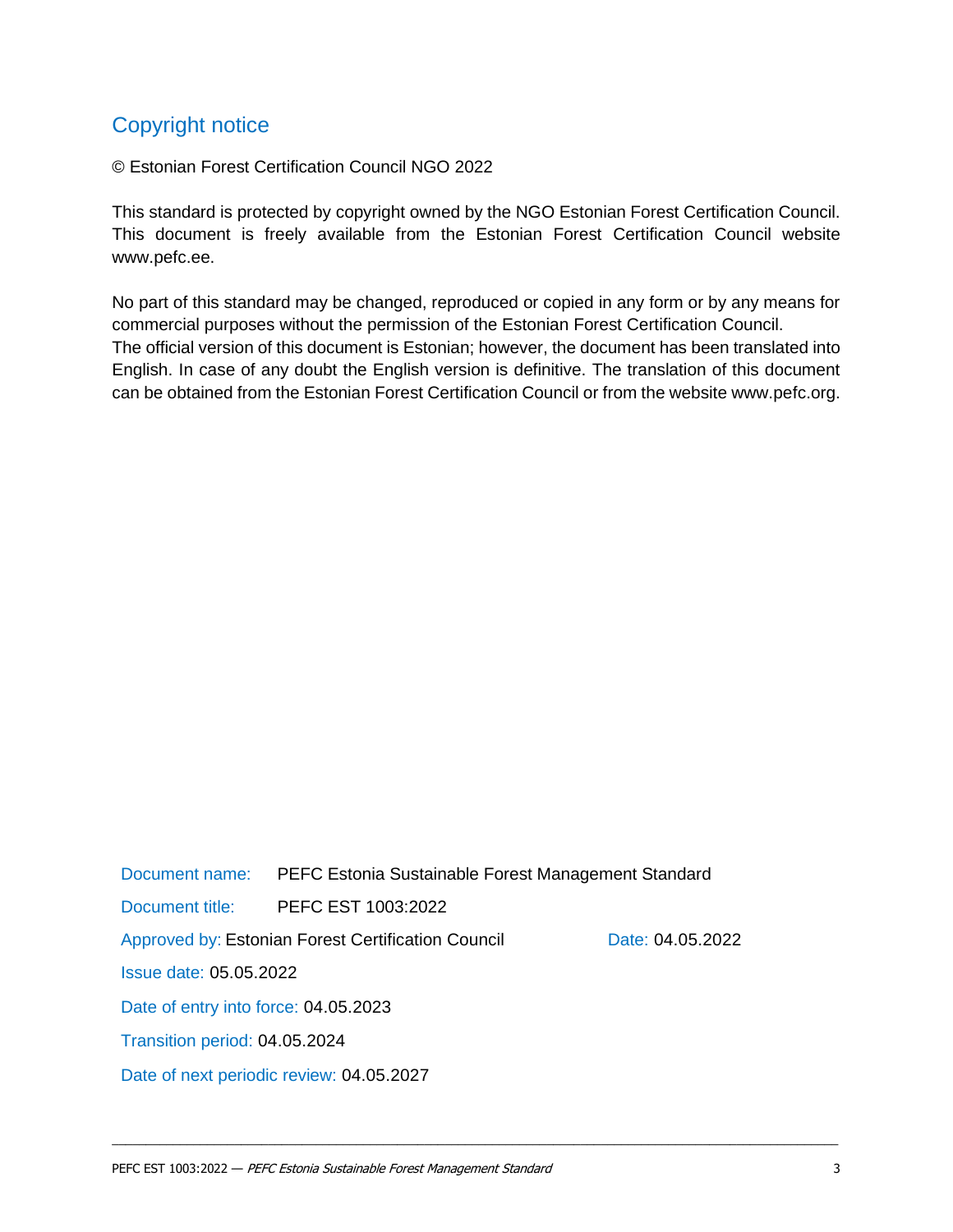# Copyright notice

© Estonian Forest Certification Council NGO 2022

This standard is protected by copyright owned by the NGO Estonian Forest Certification Council. This document is freely available from the Estonian Forest Certification Council website www.pefc.ee.

No part of this standard may be changed, reproduced or copied in any form or by any means for commercial purposes without the permission of the Estonian Forest Certification Council. The official version of this document is Estonian; however, the document has been translated into English. In case of any doubt the English version is definitive. The translation of this document can be obtained from the Estonian Forest Certification Council or from the website www.pefc.org.

Document name: PEFC Estonia Sustainable Forest Management Standard

Document title: PEFC EST 1003:2022

Approved by: Estonian Forest Certification Council    Date: 04.05.2022

Issue date: 05.05.2022

Date of entry into force: 04.05.2023

Transition period: 04.05.2024

Date of next periodic review: 04.05.2027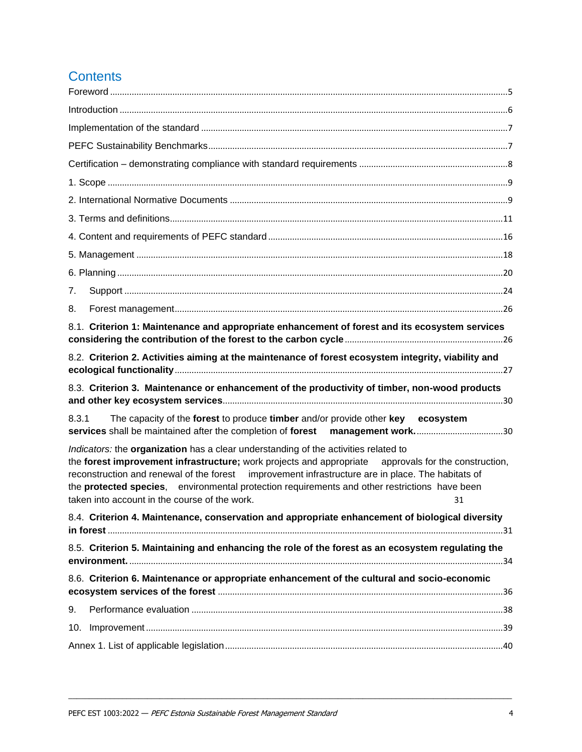# Contents

Foreword ....5

Introduction ....6

Implementation of the standard ....7

PEFC Sustainability Benchmarks....7

Certification – demonstrating compliance with standard requirements ....8

1. Scope ....9

2. International Normative Documents ....9

3. Terms and definitions....11

4. Content and requirements of PEFC standard....16

5. Management ....18

6. Planning ....20

7. Support ....24

8. Forest management....26

8.1. **Criterion 1: Maintenance and appropriate enhancement of forest and its ecosystem services considering the contribution of the forest to the carbon cycle** ....26

8.2. **Criterion 2. Activities aiming at the maintenance of forest ecosystem integrity, viability and ecological functionality** ....27

8.3. **Criterion 3. Maintenance or enhancement of the productivity of timber, non-wood products and other key ecosystem services**....30

8.3.1 The capacity of the **forest** to produce **timber** and/or provide other **key ecosystem services** shall be maintained after the completion of **forest management work.** ....30

*Indicators:* the **organization** has a clear understanding of the activities related to the **forest improvement infrastructure;** work projects and appropriate approvals for the construction, reconstruction and renewal of the forest improvement infrastructure are in place. The habitats of the **protected species**, environmental protection requirements and other restrictions have been taken into account in the course of the work. 31

8.4. **Criterion 4. Maintenance, conservation and appropriate enhancement of biological diversity in forest** ....31

8.5. **Criterion 5. Maintaining and enhancing the role of the forest as an ecosystem regulating the environment.** ....34

8.6. **Criterion 6. Maintenance or appropriate enhancement of the cultural and socio-economic ecosystem services of the forest** ....36

9. Performance evaluation ....38

10. Improvement....39

Annex 1. List of applicable legislation....40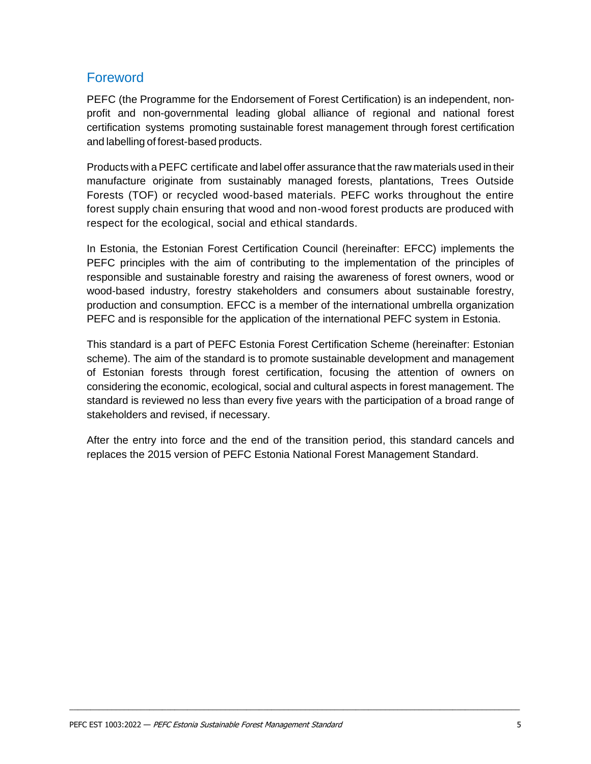## Foreword

PEFC (the Programme for the Endorsement of Forest Certification) is an independent, non-profit and non-governmental leading global alliance of regional and national forest certification systems promoting sustainable forest management through forest certification and labelling of forest-based products.

Products with a PEFC certificate and label offer assurance that the raw materials used in their manufacture originate from sustainably managed forests, plantations, Trees Outside Forests (TOF) or recycled wood-based materials. PEFC works throughout the entire forest supply chain ensuring that wood and non-wood forest products are produced with respect for the ecological, social and ethical standards.

In Estonia, the Estonian Forest Certification Council (hereinafter: EFCC) implements the PEFC principles with the aim of contributing to the implementation of the principles of responsible and sustainable forestry and raising the awareness of forest owners, wood or wood-based industry, forestry stakeholders and consumers about sustainable forestry, production and consumption. EFCC is a member of the international umbrella organization PEFC and is responsible for the application of the international PEFC system in Estonia.

This standard is a part of PEFC Estonia Forest Certification Scheme (hereinafter: Estonian scheme). The aim of the standard is to promote sustainable development and management of Estonian forests through forest certification, focusing the attention of owners on considering the economic, ecological, social and cultural aspects in forest management. The standard is reviewed no less than every five years with the participation of a broad range of stakeholders and revised, if necessary.

After the entry into force and the end of the transition period, this standard cancels and replaces the 2015 version of PEFC Estonia National Forest Management Standard.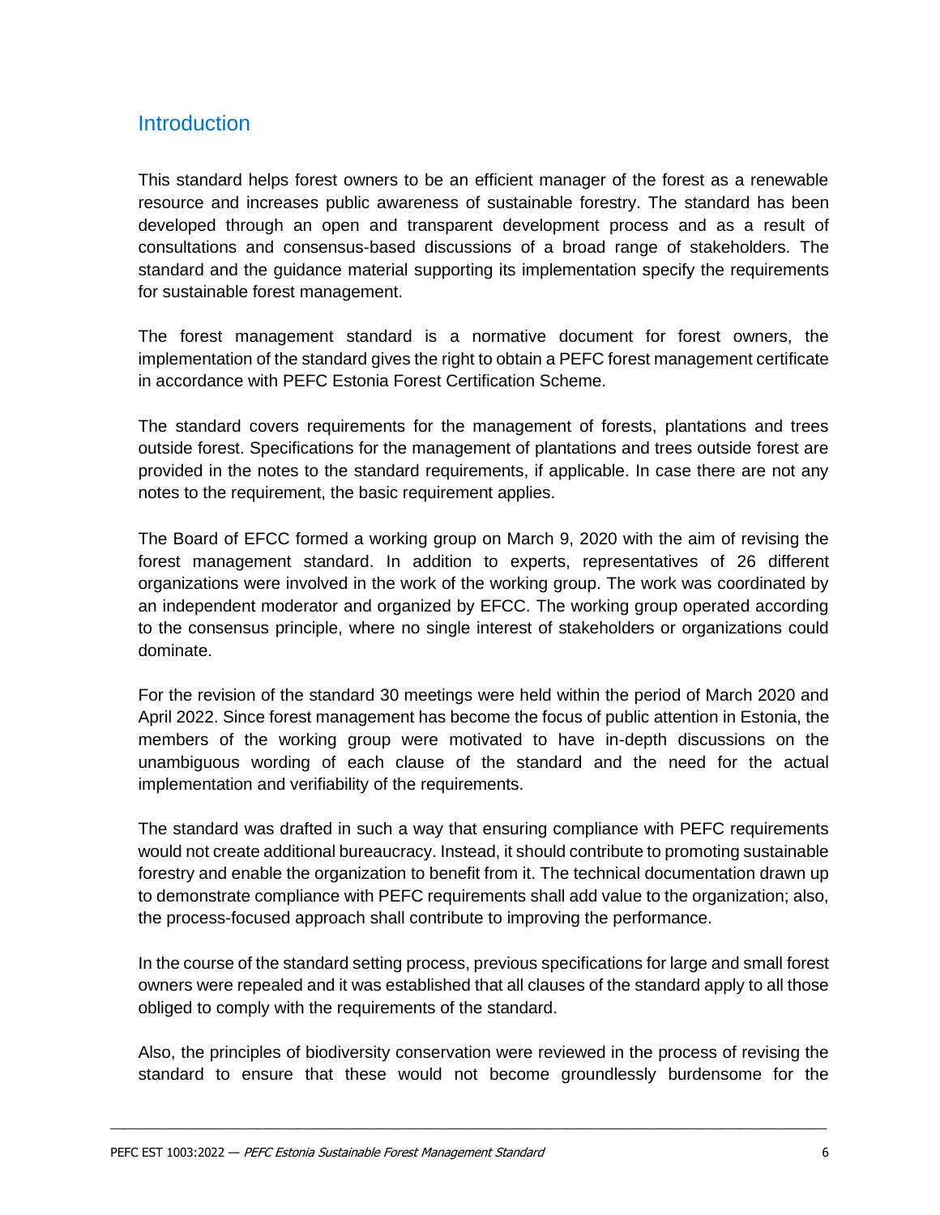## Introduction

This standard helps forest owners to be an efficient manager of the forest as a renewable resource and increases public awareness of sustainable forestry. The standard has been developed through an open and transparent development process and as a result of consultations and consensus-based discussions of a broad range of stakeholders. The standard and the guidance material supporting its implementation specify the requirements for sustainable forest management.

The forest management standard is a normative document for forest owners, the implementation of the standard gives the right to obtain a PEFC forest management certificate in accordance with PEFC Estonia Forest Certification Scheme.

The standard covers requirements for the management of forests, plantations and trees outside forest. Specifications for the management of plantations and trees outside forest are provided in the notes to the standard requirements, if applicable. In case there are not any notes to the requirement, the basic requirement applies.

The Board of EFCC formed a working group on March 9, 2020 with the aim of revising the forest management standard. In addition to experts, representatives of 26 different organizations were involved in the work of the working group. The work was coordinated by an independent moderator and organized by EFCC. The working group operated according to the consensus principle, where no single interest of stakeholders or organizations could dominate.

For the revision of the standard 30 meetings were held within the period of March 2020 and April 2022. Since forest management has become the focus of public attention in Estonia, the members of the working group were motivated to have in-depth discussions on the unambiguous wording of each clause of the standard and the need for the actual implementation and verifiability of the requirements.

The standard was drafted in such a way that ensuring compliance with PEFC requirements would not create additional bureaucracy. Instead, it should contribute to promoting sustainable forestry and enable the organization to benefit from it. The technical documentation drawn up to demonstrate compliance with PEFC requirements shall add value to the organization; also, the process-focused approach shall contribute to improving the performance.

In the course of the standard setting process, previous specifications for large and small forest owners were repealed and it was established that all clauses of the standard apply to all those obliged to comply with the requirements of the standard.

Also, the principles of biodiversity conservation were reviewed in the process of revising the standard to ensure that these would not become groundlessly burdensome for the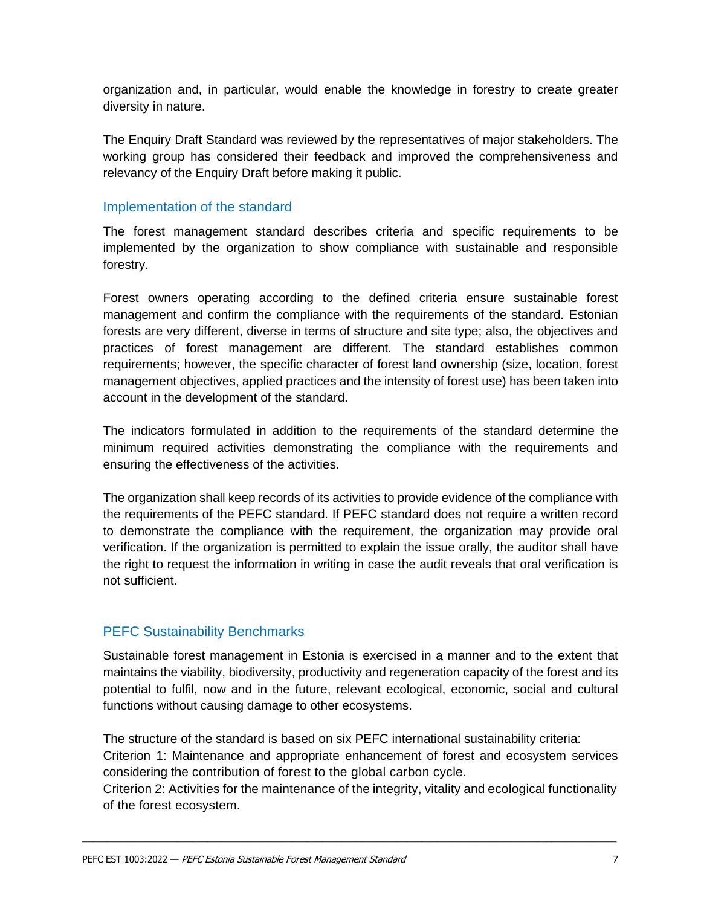organization and, in particular, would enable the knowledge in forestry to create greater diversity in nature.

The Enquiry Draft Standard was reviewed by the representatives of major stakeholders. The working group has considered their feedback and improved the comprehensiveness and relevancy of the Enquiry Draft before making it public.

## Implementation of the standard

The forest management standard describes criteria and specific requirements to be implemented by the organization to show compliance with sustainable and responsible forestry.

Forest owners operating according to the defined criteria ensure sustainable forest management and confirm the compliance with the requirements of the standard. Estonian forests are very different, diverse in terms of structure and site type; also, the objectives and practices of forest management are different. The standard establishes common requirements; however, the specific character of forest land ownership (size, location, forest management objectives, applied practices and the intensity of forest use) has been taken into account in the development of the standard.

The indicators formulated in addition to the requirements of the standard determine the minimum required activities demonstrating the compliance with the requirements and ensuring the effectiveness of the activities.

The organization shall keep records of its activities to provide evidence of the compliance with the requirements of the PEFC standard. If PEFC standard does not require a written record to demonstrate the compliance with the requirement, the organization may provide oral verification. If the organization is permitted to explain the issue orally, the auditor shall have the right to request the information in writing in case the audit reveals that oral verification is not sufficient.

## PEFC Sustainability Benchmarks

Sustainable forest management in Estonia is exercised in a manner and to the extent that maintains the viability, biodiversity, productivity and regeneration capacity of the forest and its potential to fulfil, now and in the future, relevant ecological, economic, social and cultural functions without causing damage to other ecosystems.

The structure of the standard is based on six PEFC international sustainability criteria:
Criterion 1: Maintenance and appropriate enhancement of forest and ecosystem services considering the contribution of forest to the global carbon cycle.
Criterion 2: Activities for the maintenance of the integrity, vitality and ecological functionality of the forest ecosystem.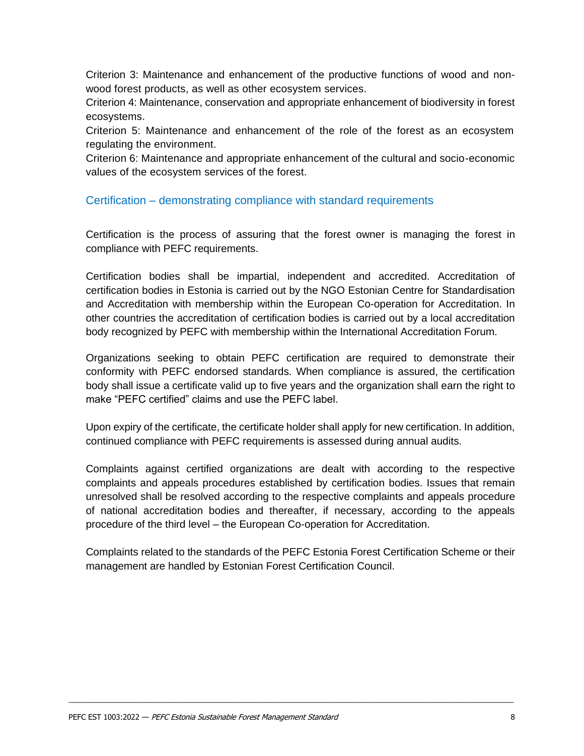Criterion 3: Maintenance and enhancement of the productive functions of wood and non-wood forest products, as well as other ecosystem services.
Criterion 4: Maintenance, conservation and appropriate enhancement of biodiversity in forest ecosystems.
Criterion 5: Maintenance and enhancement of the role of the forest as an ecosystem regulating the environment.
Criterion 6: Maintenance and appropriate enhancement of the cultural and socio-economic values of the ecosystem services of the forest.

## Certification – demonstrating compliance with standard requirements

Certification is the process of assuring that the forest owner is managing the forest in compliance with PEFC requirements.

Certification bodies shall be impartial, independent and accredited. Accreditation of certification bodies in Estonia is carried out by the NGO Estonian Centre for Standardisation and Accreditation with membership within the European Co-operation for Accreditation. In other countries the accreditation of certification bodies is carried out by a local accreditation body recognized by PEFC with membership within the International Accreditation Forum.

Organizations seeking to obtain PEFC certification are required to demonstrate their conformity with PEFC endorsed standards. When compliance is assured, the certification body shall issue a certificate valid up to five years and the organization shall earn the right to make "PEFC certified" claims and use the PEFC label.

Upon expiry of the certificate, the certificate holder shall apply for new certification. In addition, continued compliance with PEFC requirements is assessed during annual audits.

Complaints against certified organizations are dealt with according to the respective complaints and appeals procedures established by certification bodies. Issues that remain unresolved shall be resolved according to the respective complaints and appeals procedure of national accreditation bodies and thereafter, if necessary, according to the appeals procedure of the third level – the European Co-operation for Accreditation.

Complaints related to the standards of the PEFC Estonia Forest Certification Scheme or their management are handled by Estonian Forest Certification Council.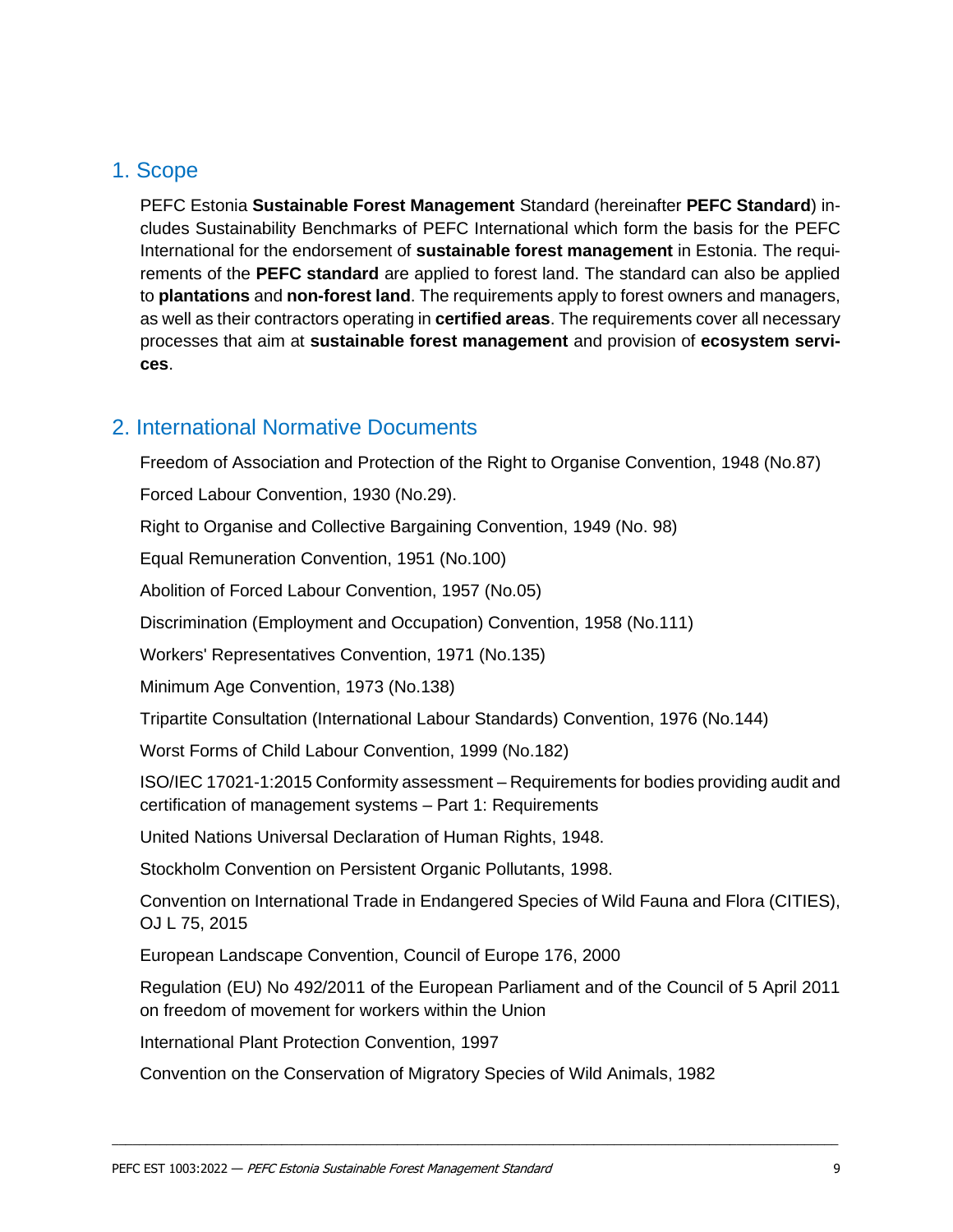## 1. Scope

PEFC Estonia **Sustainable Forest Management** Standard (hereinafter **PEFC Standard**) includes Sustainability Benchmarks of PEFC International which form the basis for the PEFC International for the endorsement of **sustainable forest management** in Estonia. The requirements of the **PEFC standard** are applied to forest land. The standard can also be applied to **plantations** and **non-forest land**. The requirements apply to forest owners and managers, as well as their contractors operating in **certified areas**. The requirements cover all necessary processes that aim at **sustainable forest management** and provision of **ecosystem services**.

## 2. International Normative Documents

Freedom of Association and Protection of the Right to Organise Convention, 1948 (No.87)

Forced Labour Convention, 1930 (No.29).

Right to Organise and Collective Bargaining Convention, 1949 (No. 98)

Equal Remuneration Convention, 1951 (No.100)

Abolition of Forced Labour Convention, 1957 (No.05)

Discrimination (Employment and Occupation) Convention, 1958 (No.111)

Workers' Representatives Convention, 1971 (No.135)

Minimum Age Convention, 1973 (No.138)

Tripartite Consultation (International Labour Standards) Convention, 1976 (No.144)

Worst Forms of Child Labour Convention, 1999 (No.182)

ISO/IEC 17021-1:2015 Conformity assessment – Requirements for bodies providing audit and certification of management systems – Part 1: Requirements

United Nations Universal Declaration of Human Rights, 1948.

Stockholm Convention on Persistent Organic Pollutants, 1998.

Convention on International Trade in Endangered Species of Wild Fauna and Flora (CITIES), OJ L 75, 2015

European Landscape Convention, Council of Europe 176, 2000

Regulation (EU) No 492/2011 of the European Parliament and of the Council of 5 April 2011 on freedom of movement for workers within the Union

International Plant Protection Convention, 1997

Convention on the Conservation of Migratory Species of Wild Animals, 1982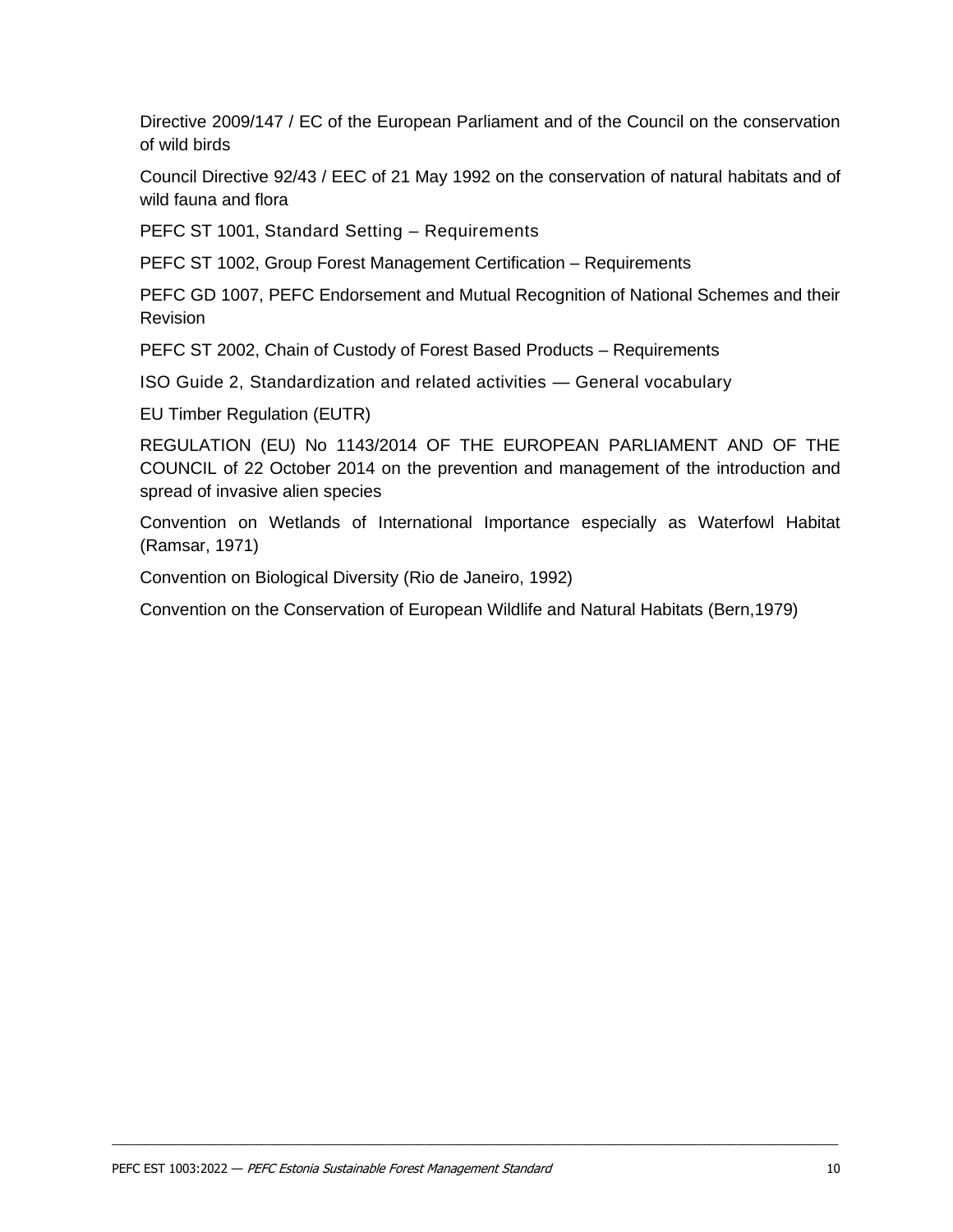Directive 2009/147 / EC of the European Parliament and of the Council on the conservation of wild birds

Council Directive 92/43 / EEC of 21 May 1992 on the conservation of natural habitats and of wild fauna and flora

PEFC ST 1001, Standard Setting – Requirements

PEFC ST 1002, Group Forest Management Certification – Requirements

PEFC GD 1007, PEFC Endorsement and Mutual Recognition of National Schemes and their Revision

PEFC ST 2002, Chain of Custody of Forest Based Products – Requirements

ISO Guide 2, Standardization and related activities — General vocabulary

EU Timber Regulation (EUTR)

REGULATION (EU) No 1143/2014 OF THE EUROPEAN PARLIAMENT AND OF THE COUNCIL of 22 October 2014 on the prevention and management of the introduction and spread of invasive alien species

Convention on Wetlands of International Importance especially as Waterfowl Habitat (Ramsar, 1971)

Convention on Biological Diversity (Rio de Janeiro, 1992)

Convention on the Conservation of European Wildlife and Natural Habitats (Bern,1979)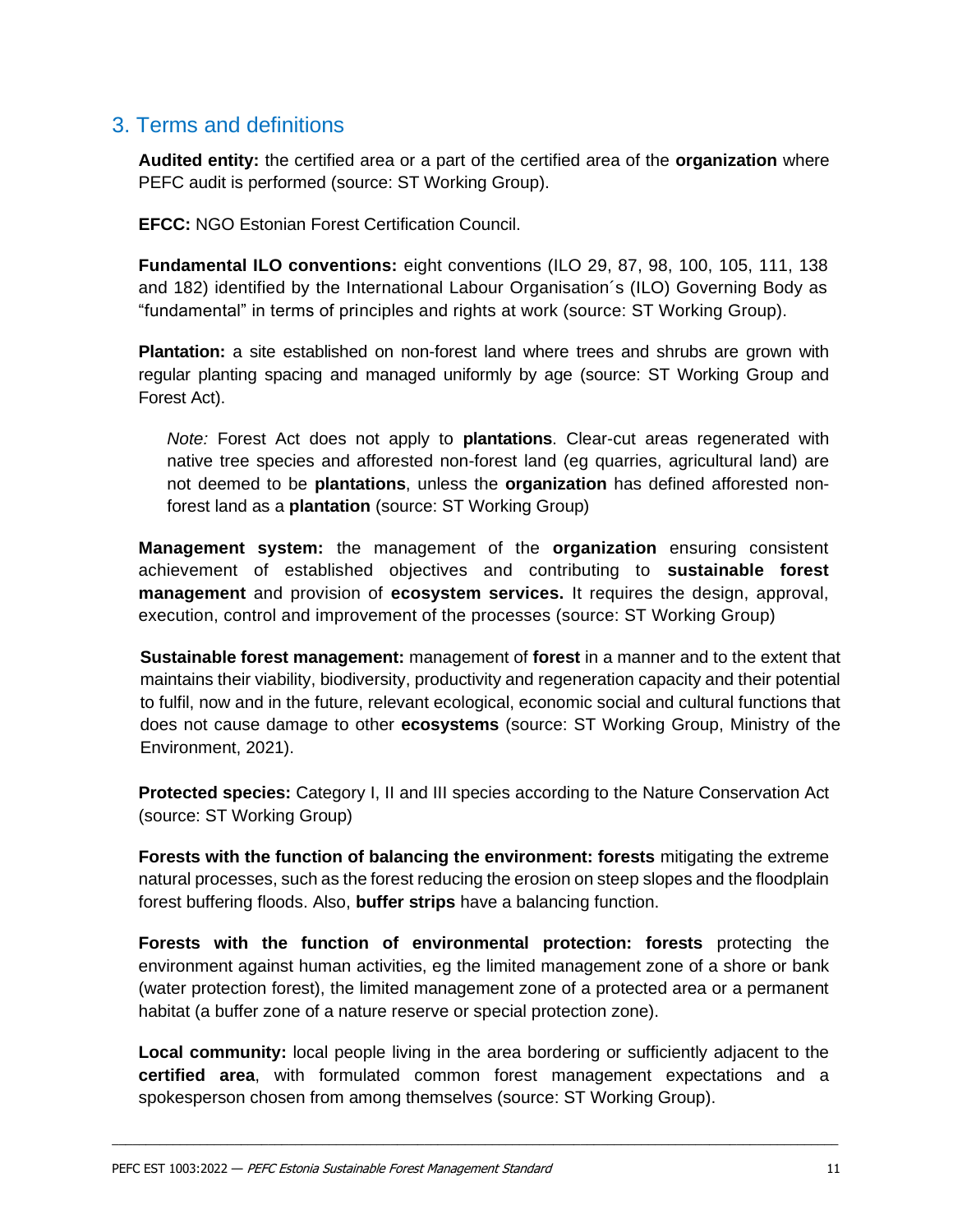## 3. Terms and definitions

**Audited entity:** the certified area or a part of the certified area of the **organization** where PEFC audit is performed (source: ST Working Group).

**EFCC:** NGO Estonian Forest Certification Council.

**Fundamental ILO conventions:** eight conventions (ILO 29, 87, 98, 100, 105, 111, 138 and 182) identified by the International Labour Organisation´s (ILO) Governing Body as "fundamental" in terms of principles and rights at work (source: ST Working Group).

**Plantation:** a site established on non-forest land where trees and shrubs are grown with regular planting spacing and managed uniformly by age (source: ST Working Group and Forest Act).

> *Note:* Forest Act does not apply to **plantations**. Clear-cut areas regenerated with native tree species and afforested non-forest land (eg quarries, agricultural land) are not deemed to be **plantations**, unless the **organization** has defined afforested non-forest land as a **plantation** (source: ST Working Group)

**Management system:** the management of the **organization** ensuring consistent achievement of established objectives and contributing to **sustainable forest management** and provision of **ecosystem services.** It requires the design, approval, execution, control and improvement of the processes (source: ST Working Group)

**Sustainable forest management:** management of **forest** in a manner and to the extent that maintains their viability, biodiversity, productivity and regeneration capacity and their potential to fulfil, now and in the future, relevant ecological, economic social and cultural functions that does not cause damage to other **ecosystems** (source: ST Working Group, Ministry of the Environment, 2021).

**Protected species:** Category I, II and III species according to the Nature Conservation Act (source: ST Working Group)

**Forests with the function of balancing the environment: forests** mitigating the extreme natural processes, such as the forest reducing the erosion on steep slopes and the floodplain forest buffering floods. Also, **buffer strips** have a balancing function.

**Forests with the function of environmental protection: forests** protecting the environment against human activities, eg the limited management zone of a shore or bank (water protection forest), the limited management zone of a protected area or a permanent habitat (a buffer zone of a nature reserve or special protection zone).

**Local community:** local people living in the area bordering or sufficiently adjacent to the **certified area**, with formulated common forest management expectations and a spokesperson chosen from among themselves (source: ST Working Group).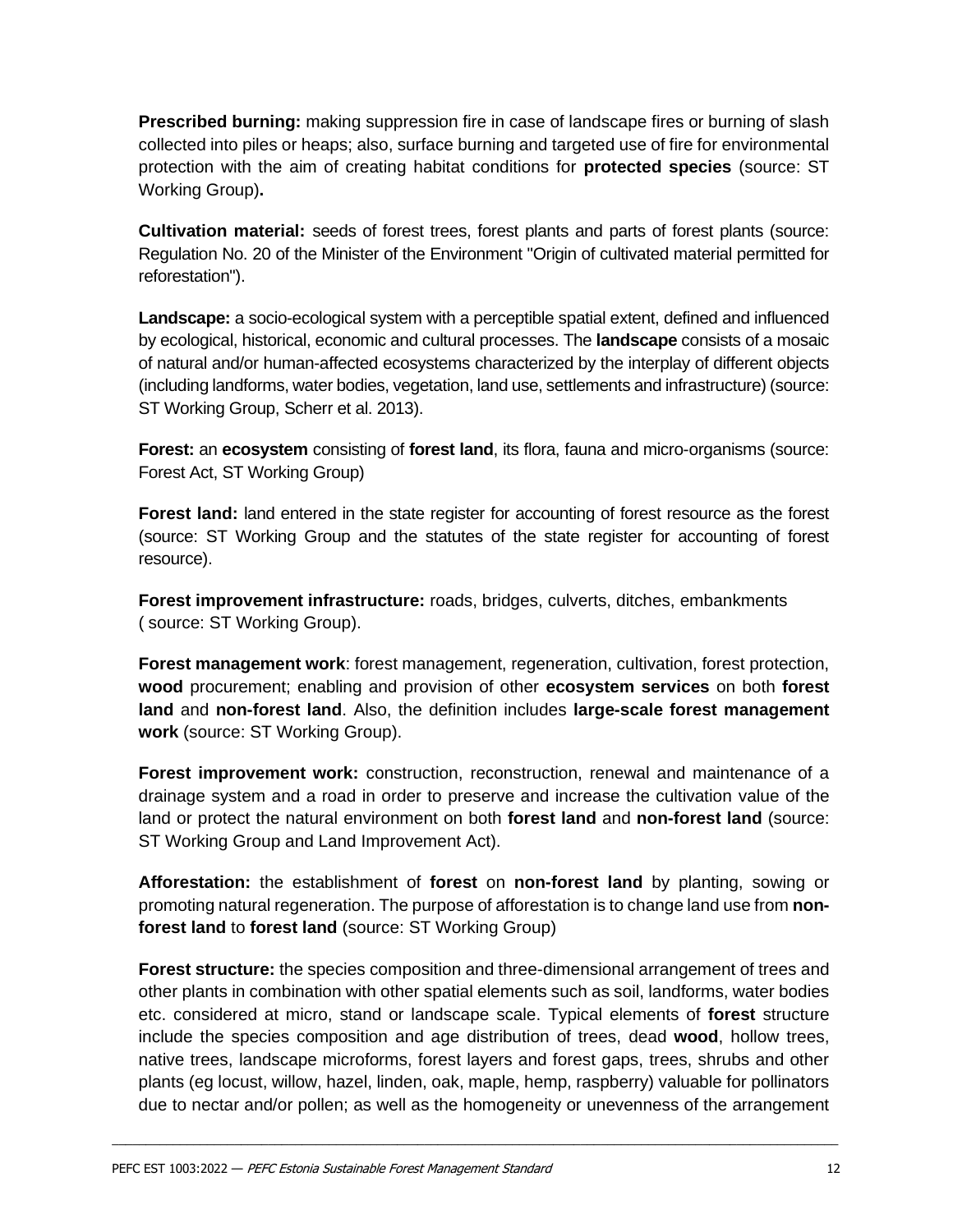**Prescribed burning:** making suppression fire in case of landscape fires or burning of slash collected into piles or heaps; also, surface burning and targeted use of fire for environmental protection with the aim of creating habitat conditions for **protected species** (source: ST Working Group)**.**

**Cultivation material:** seeds of forest trees, forest plants and parts of forest plants (source: Regulation No. 20 of the Minister of the Environment "Origin of cultivated material permitted for reforestation").

**Landscape:** a socio-ecological system with a perceptible spatial extent, defined and influenced by ecological, historical, economic and cultural processes. The **landscape** consists of a mosaic of natural and/or human-affected ecosystems characterized by the interplay of different objects (including landforms, water bodies, vegetation, land use, settlements and infrastructure) (source: ST Working Group, Scherr et al. 2013).

**Forest:** an **ecosystem** consisting of **forest land**, its flora, fauna and micro-organisms (source: Forest Act, ST Working Group)

**Forest land:** land entered in the state register for accounting of forest resource as the forest (source: ST Working Group and the statutes of the state register for accounting of forest resource).

**Forest improvement infrastructure:** roads, bridges, culverts, ditches, embankments ( source: ST Working Group).

**Forest management work**: forest management, regeneration, cultivation, forest protection, **wood** procurement; enabling and provision of other **ecosystem services** on both **forest land** and **non-forest land**. Also, the definition includes **large-scale forest management work** (source: ST Working Group).

**Forest improvement work:** construction, reconstruction, renewal and maintenance of a drainage system and a road in order to preserve and increase the cultivation value of the land or protect the natural environment on both **forest land** and **non-forest land** (source: ST Working Group and Land Improvement Act).

**Afforestation:** the establishment of **forest** on **non-forest land** by planting, sowing or promoting natural regeneration. The purpose of afforestation is to change land use from **non-forest land** to **forest land** (source: ST Working Group)

**Forest structure:** the species composition and three-dimensional arrangement of trees and other plants in combination with other spatial elements such as soil, landforms, water bodies etc. considered at micro, stand or landscape scale. Typical elements of **forest** structure include the species composition and age distribution of trees, dead **wood**, hollow trees, native trees, landscape microforms, forest layers and forest gaps, trees, shrubs and other plants (eg locust, willow, hazel, linden, oak, maple, hemp, raspberry) valuable for pollinators due to nectar and/or pollen; as well as the homogeneity or unevenness of the arrangement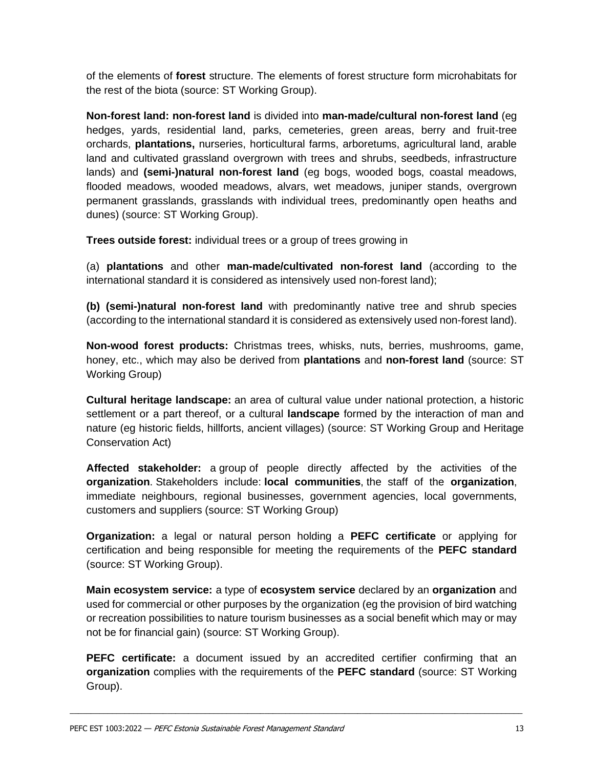of the elements of **forest** structure. The elements of forest structure form microhabitats for the rest of the biota (source: ST Working Group).

**Non-forest land: non-forest land** is divided into **man-made/cultural non-forest land** (eg hedges, yards, residential land, parks, cemeteries, green areas, berry and fruit-tree orchards, **plantations,** nurseries, horticultural farms, arboretums, agricultural land, arable land and cultivated grassland overgrown with trees and shrubs, seedbeds, infrastructure lands) and **(semi-)natural non-forest land** (eg bogs, wooded bogs, coastal meadows, flooded meadows, wooded meadows, alvars, wet meadows, juniper stands, overgrown permanent grasslands, grasslands with individual trees, predominantly open heaths and dunes) (source: ST Working Group).

**Trees outside forest:** individual trees or a group of trees growing in

(a) **plantations** and other **man-made/cultivated non-forest land** (according to the international standard it is considered as intensively used non-forest land);

**(b) (semi-)natural non-forest land** with predominantly native tree and shrub species (according to the international standard it is considered as extensively used non-forest land).

**Non-wood forest products:** Christmas trees, whisks, nuts, berries, mushrooms, game, honey, etc., which may also be derived from **plantations** and **non-forest land** (source: ST Working Group)

**Cultural heritage landscape:** an area of cultural value under national protection, a historic settlement or a part thereof, or a cultural **landscape** formed by the interaction of man and nature (eg historic fields, hillforts, ancient villages) (source: ST Working Group and Heritage Conservation Act)

**Affected stakeholder:** a group of people directly affected by the activities of the **organization**. Stakeholders include: **local communities**, the staff of the **organization**, immediate neighbours, regional businesses, government agencies, local governments, customers and suppliers (source: ST Working Group)

**Organization:** a legal or natural person holding a **PEFC certificate** or applying for certification and being responsible for meeting the requirements of the **PEFC standard** (source: ST Working Group).

**Main ecosystem service:** a type of **ecosystem service** declared by an **organization** and used for commercial or other purposes by the organization (eg the provision of bird watching or recreation possibilities to nature tourism businesses as a social benefit which may or may not be for financial gain) (source: ST Working Group).

**PEFC certificate:** a document issued by an accredited certifier confirming that an **organization** complies with the requirements of the **PEFC standard** (source: ST Working Group).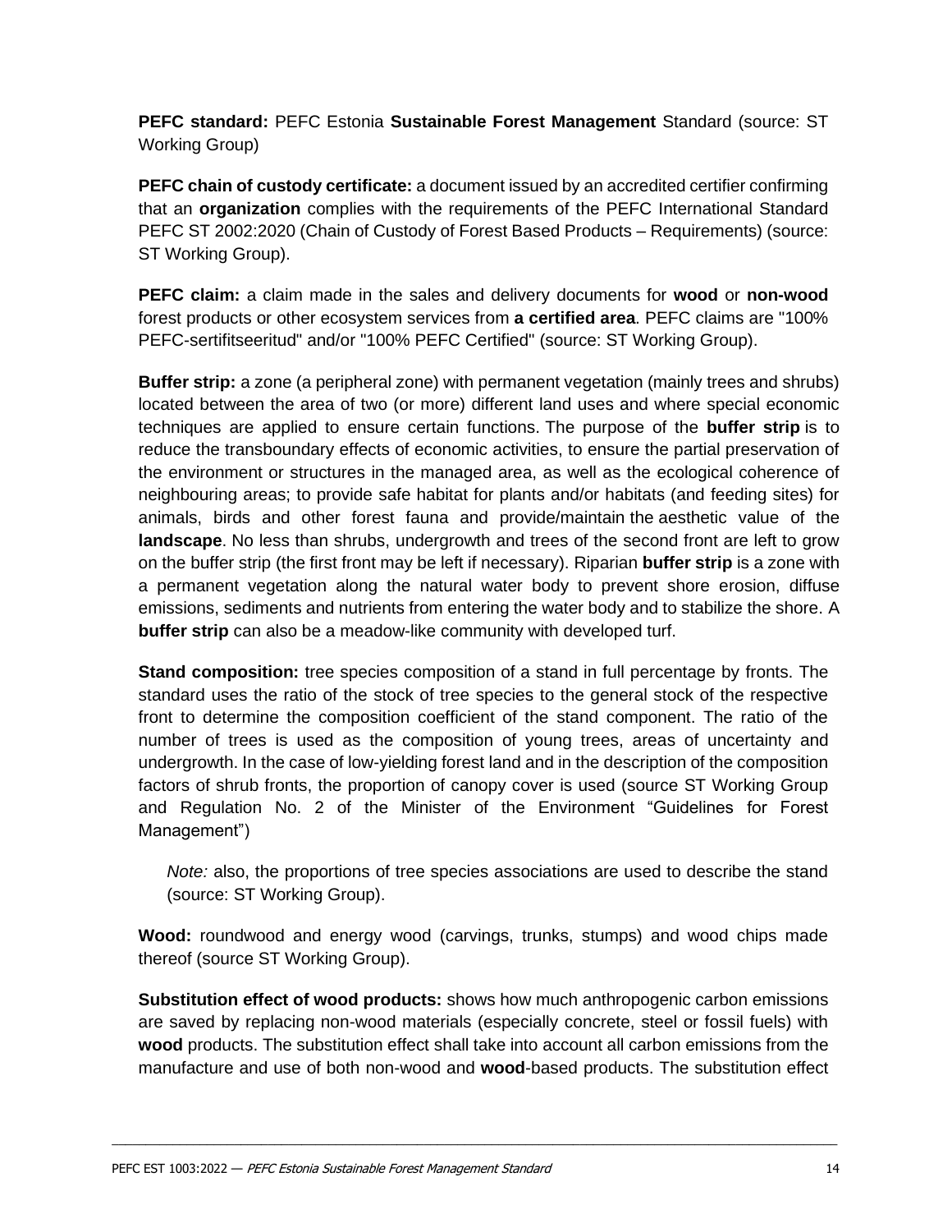**PEFC standard:** PEFC Estonia **Sustainable Forest Management** Standard (source: ST Working Group)

**PEFC chain of custody certificate:** a document issued by an accredited certifier confirming that an **organization** complies with the requirements of the PEFC International Standard PEFC ST 2002:2020 (Chain of Custody of Forest Based Products – Requirements) (source: ST Working Group).

**PEFC claim:** a claim made in the sales and delivery documents for **wood** or **non-wood** forest products or other ecosystem services from **a certified area**. PEFC claims are "100% PEFC-sertifitseeritud" and/or "100% PEFC Certified" (source: ST Working Group).

**Buffer strip:** a zone (a peripheral zone) with permanent vegetation (mainly trees and shrubs) located between the area of two (or more) different land uses and where special economic techniques are applied to ensure certain functions. The purpose of the **buffer strip** is to reduce the transboundary effects of economic activities, to ensure the partial preservation of the environment or structures in the managed area, as well as the ecological coherence of neighbouring areas; to provide safe habitat for plants and/or habitats (and feeding sites) for animals, birds and other forest fauna and provide/maintain the aesthetic value of the **landscape**. No less than shrubs, undergrowth and trees of the second front are left to grow on the buffer strip (the first front may be left if necessary). Riparian **buffer strip** is a zone with a permanent vegetation along the natural water body to prevent shore erosion, diffuse emissions, sediments and nutrients from entering the water body and to stabilize the shore. A **buffer strip** can also be a meadow-like community with developed turf.

**Stand composition:** tree species composition of a stand in full percentage by fronts. The standard uses the ratio of the stock of tree species to the general stock of the respective front to determine the composition coefficient of the stand component. The ratio of the number of trees is used as the composition of young trees, areas of uncertainty and undergrowth. In the case of low-yielding forest land and in the description of the composition factors of shrub fronts, the proportion of canopy cover is used (source ST Working Group and Regulation No. 2 of the Minister of the Environment "Guidelines for Forest Management")

> *Note:* also, the proportions of tree species associations are used to describe the stand (source: ST Working Group).

**Wood:** roundwood and energy wood (carvings, trunks, stumps) and wood chips made thereof (source ST Working Group).

**Substitution effect of wood products:** shows how much anthropogenic carbon emissions are saved by replacing non-wood materials (especially concrete, steel or fossil fuels) with **wood** products. The substitution effect shall take into account all carbon emissions from the manufacture and use of both non-wood and **wood**-based products. The substitution effect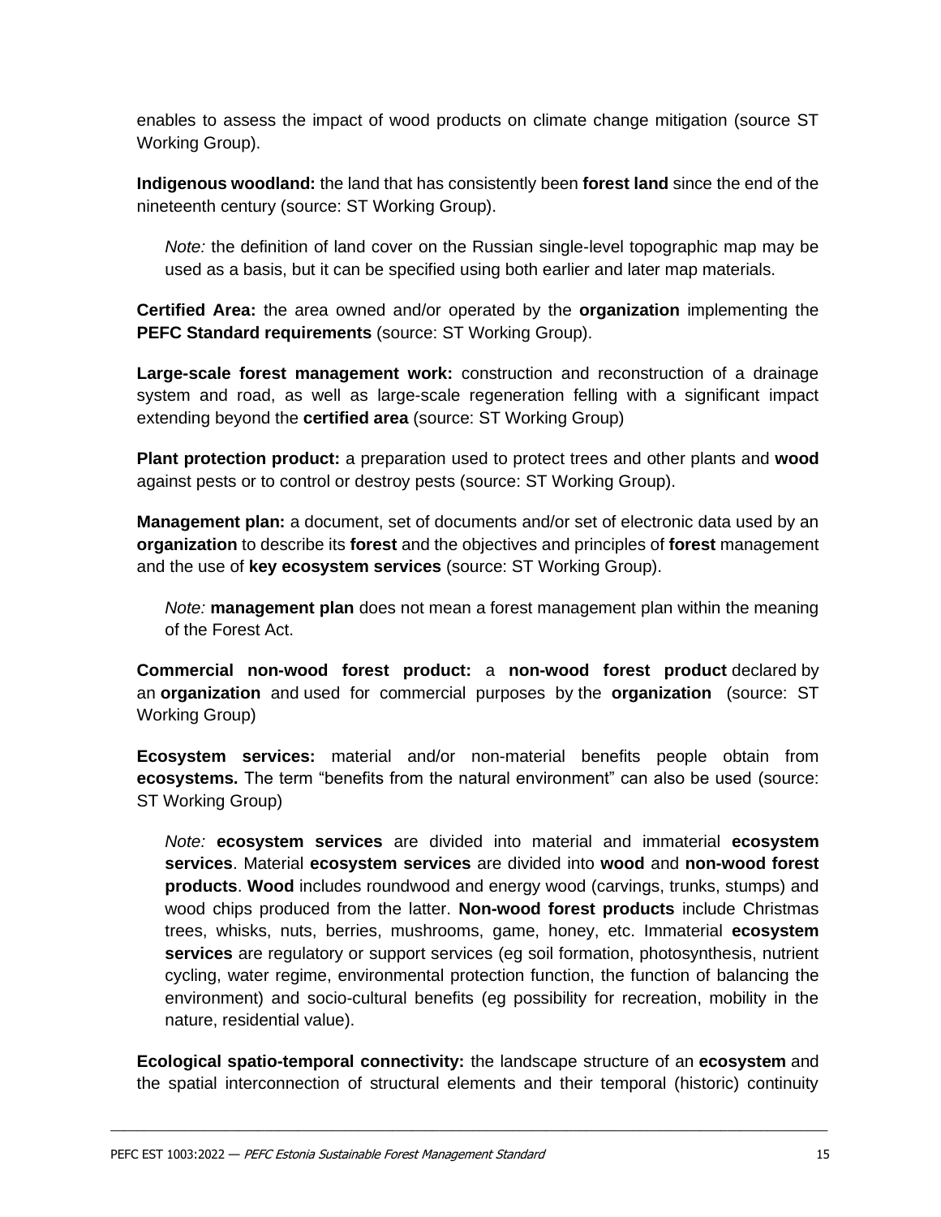enables to assess the impact of wood products on climate change mitigation (source ST Working Group).

**Indigenous woodland:** the land that has consistently been **forest land** since the end of the nineteenth century (source: ST Working Group).

> *Note:* the definition of land cover on the Russian single-level topographic map may be used as a basis, but it can be specified using both earlier and later map materials.

**Certified Area:** the area owned and/or operated by the **organization** implementing the **PEFC Standard requirements** (source: ST Working Group).

**Large-scale forest management work:** construction and reconstruction of a drainage system and road, as well as large-scale regeneration felling with a significant impact extending beyond the **certified area** (source: ST Working Group)

**Plant protection product:** a preparation used to protect trees and other plants and **wood** against pests or to control or destroy pests (source: ST Working Group).

**Management plan:** a document, set of documents and/or set of electronic data used by an **organization** to describe its **forest** and the objectives and principles of **forest** management and the use of **key ecosystem services** (source: ST Working Group).

> *Note:* **management plan** does not mean a forest management plan within the meaning of the Forest Act.

**Commercial non-wood forest product:** a **non-wood forest product** declared by an **organization** and used for commercial purposes by the **organization** (source: ST Working Group)

**Ecosystem services:** material and/or non-material benefits people obtain from **ecosystems.** The term "benefits from the natural environment" can also be used (source: ST Working Group)

> *Note:* **ecosystem services** are divided into material and immaterial **ecosystem services**. Material **ecosystem services** are divided into **wood** and **non-wood forest products**. **Wood** includes roundwood and energy wood (carvings, trunks, stumps) and wood chips produced from the latter. **Non-wood forest products** include Christmas trees, whisks, nuts, berries, mushrooms, game, honey, etc. Immaterial **ecosystem services** are regulatory or support services (eg soil formation, photosynthesis, nutrient cycling, water regime, environmental protection function, the function of balancing the environment) and socio-cultural benefits (eg possibility for recreation, mobility in the nature, residential value).

**Ecological spatio-temporal connectivity:** the landscape structure of an **ecosystem** and the spatial interconnection of structural elements and their temporal (historic) continuity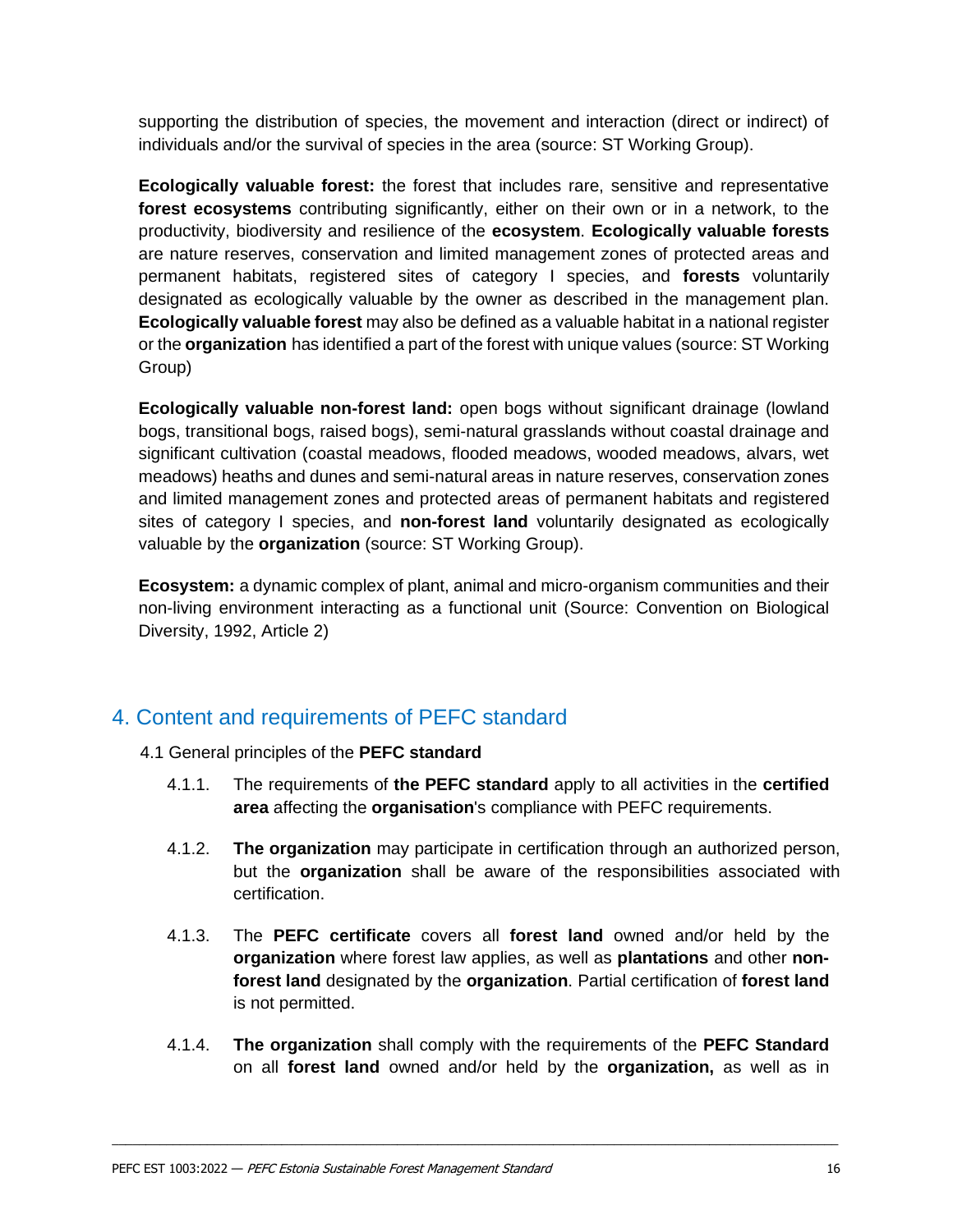supporting the distribution of species, the movement and interaction (direct or indirect) of individuals and/or the survival of species in the area (source: ST Working Group).

**Ecologically valuable forest:** the forest that includes rare, sensitive and representative **forest ecosystems** contributing significantly, either on their own or in a network, to the productivity, biodiversity and resilience of the **ecosystem**. **Ecologically valuable forests** are nature reserves, conservation and limited management zones of protected areas and permanent habitats, registered sites of category I species, and **forests** voluntarily designated as ecologically valuable by the owner as described in the management plan. **Ecologically valuable forest** may also be defined as a valuable habitat in a national register or the **organization** has identified a part of the forest with unique values (source: ST Working Group)

**Ecologically valuable non-forest land:** open bogs without significant drainage (lowland bogs, transitional bogs, raised bogs), semi-natural grasslands without coastal drainage and significant cultivation (coastal meadows, flooded meadows, wooded meadows, alvars, wet meadows) heaths and dunes and semi-natural areas in nature reserves, conservation zones and limited management zones and protected areas of permanent habitats and registered sites of category I species, and **non-forest land** voluntarily designated as ecologically valuable by the **organization** (source: ST Working Group).

**Ecosystem:** a dynamic complex of plant, animal and micro-organism communities and their non-living environment interacting as a functional unit (Source: Convention on Biological Diversity, 1992, Article 2)

## 4. Content and requirements of PEFC standard

### 4.1 General principles of the **PEFC standard**

4.1.1. The requirements of **the PEFC standard** apply to all activities in the **certified area** affecting the **organisation**'s compliance with PEFC requirements.

4.1.2. **The organization** may participate in certification through an authorized person, but the **organization** shall be aware of the responsibilities associated with certification.

4.1.3. The **PEFC certificate** covers all **forest land** owned and/or held by the **organization** where forest law applies, as well as **plantations** and other **non-forest land** designated by the **organization**. Partial certification of **forest land** is not permitted.

4.1.4. **The organization** shall comply with the requirements of the **PEFC Standard** on all **forest land** owned and/or held by the **organization,** as well as in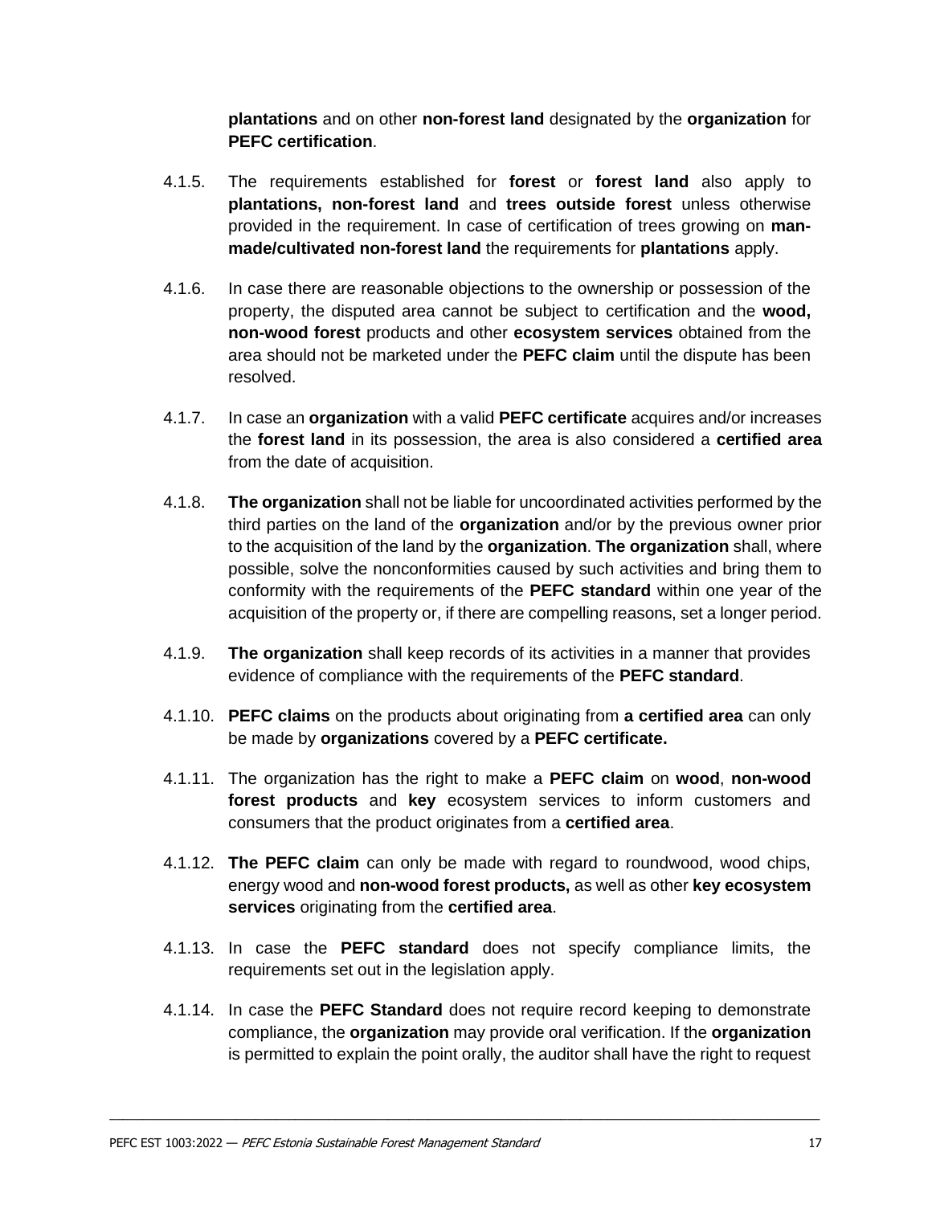**plantations** and on other **non-forest land** designated by the **organization** for **PEFC certification**.

4.1.5. The requirements established for **forest** or **forest land** also apply to **plantations, non-forest land** and **trees outside forest** unless otherwise provided in the requirement. In case of certification of trees growing on **man-made/cultivated non-forest land** the requirements for **plantations** apply.

4.1.6. In case there are reasonable objections to the ownership or possession of the property, the disputed area cannot be subject to certification and the **wood, non-wood forest** products and other **ecosystem services** obtained from the area should not be marketed under the **PEFC claim** until the dispute has been resolved.

4.1.7. In case an **organization** with a valid **PEFC certificate** acquires and/or increases the **forest land** in its possession, the area is also considered a **certified area** from the date of acquisition.

4.1.8. **The organization** shall not be liable for uncoordinated activities performed by the third parties on the land of the **organization** and/or by the previous owner prior to the acquisition of the land by the **organization**. **The organization** shall, where possible, solve the nonconformities caused by such activities and bring them to conformity with the requirements of the **PEFC standard** within one year of the acquisition of the property or, if there are compelling reasons, set a longer period.

4.1.9. **The organization** shall keep records of its activities in a manner that provides evidence of compliance with the requirements of the **PEFC standard**.

4.1.10. **PEFC claims** on the products about originating from **a certified area** can only be made by **organizations** covered by a **PEFC certificate.**

4.1.11. The organization has the right to make a **PEFC claim** on **wood**, **non-wood forest products** and **key** ecosystem services to inform customers and consumers that the product originates from a **certified area**.

4.1.12. **The PEFC claim** can only be made with regard to roundwood, wood chips, energy wood and **non-wood forest products,** as well as other **key ecosystem services** originating from the **certified area**.

4.1.13. In case the **PEFC standard** does not specify compliance limits, the requirements set out in the legislation apply.

4.1.14. In case the **PEFC Standard** does not require record keeping to demonstrate compliance, the **organization** may provide oral verification. If the **organization** is permitted to explain the point orally, the auditor shall have the right to request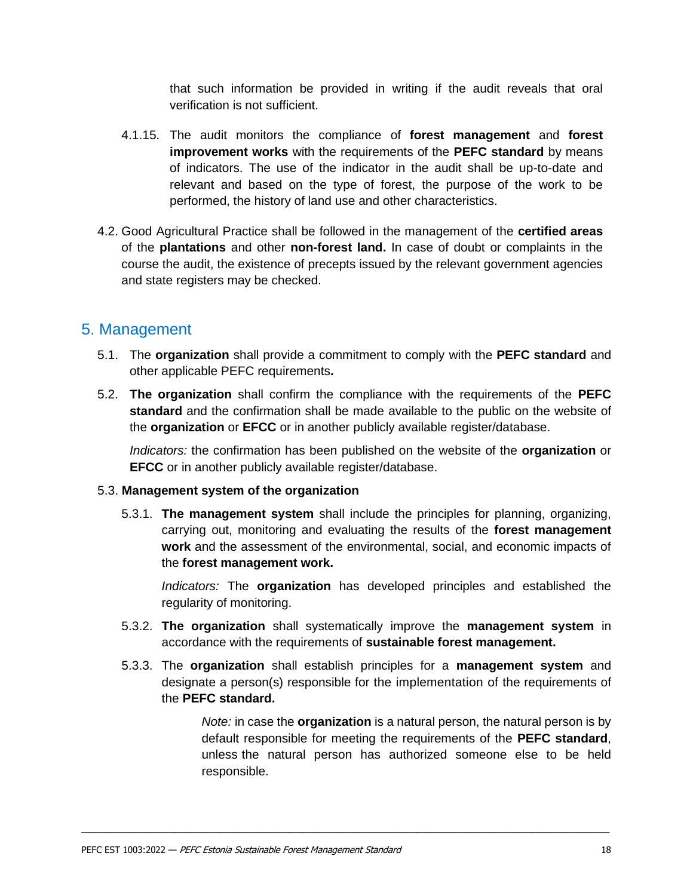that such information be provided in writing if the audit reveals that oral verification is not sufficient.

4.1.15. The audit monitors the compliance of **forest management** and **forest improvement works** with the requirements of the **PEFC standard** by means of indicators. The use of the indicator in the audit shall be up-to-date and relevant and based on the type of forest, the purpose of the work to be performed, the history of land use and other characteristics.

4.2. Good Agricultural Practice shall be followed in the management of the **certified areas** of the **plantations** and other **non-forest land.** In case of doubt or complaints in the course the audit, the existence of precepts issued by the relevant government agencies and state registers may be checked.

## 5. Management

5.1. The **organization** shall provide a commitment to comply with the **PEFC standard** and other applicable PEFC requirements**.**

5.2. **The organization** shall confirm the compliance with the requirements of the **PEFC standard** and the confirmation shall be made available to the public on the website of the **organization** or **EFCC** or in another publicly available register/database.

*Indicators:* the confirmation has been published on the website of the **organization** or **EFCC** or in another publicly available register/database.

5.3. **Management system of the organization**

5.3.1. **The management system** shall include the principles for planning, organizing, carrying out, monitoring and evaluating the results of the **forest management work** and the assessment of the environmental, social, and economic impacts of the **forest management work.**

*Indicators:* The **organization** has developed principles and established the regularity of monitoring.

5.3.2. **The organization** shall systematically improve the **management system** in accordance with the requirements of **sustainable forest management.**

5.3.3. The **organization** shall establish principles for a **management system** and designate a person(s) responsible for the implementation of the requirements of the **PEFC standard.**

*Note:* in case the **organization** is a natural person, the natural person is by default responsible for meeting the requirements of the **PEFC standard**, unless the natural person has authorized someone else to be held responsible.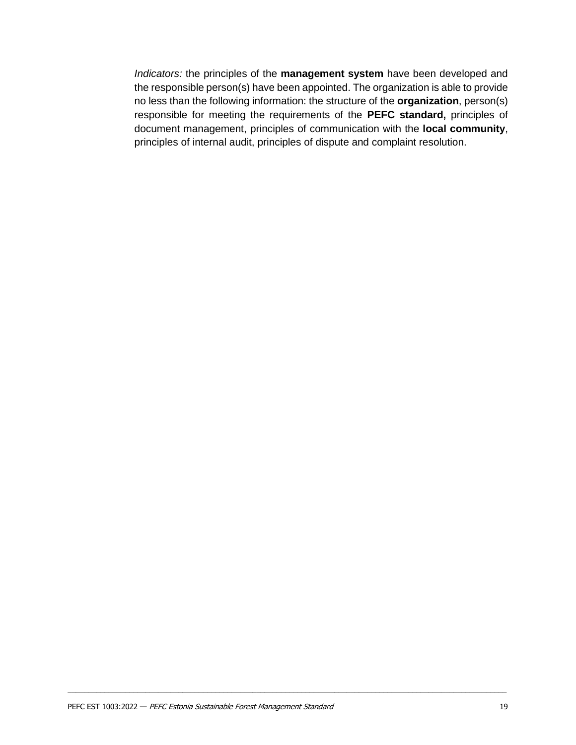*Indicators:* the principles of the **management system** have been developed and the responsible person(s) have been appointed. The organization is able to provide no less than the following information: the structure of the **organization**, person(s) responsible for meeting the requirements of the **PEFC standard,** principles of document management, principles of communication with the **local community**, principles of internal audit, principles of dispute and complaint resolution.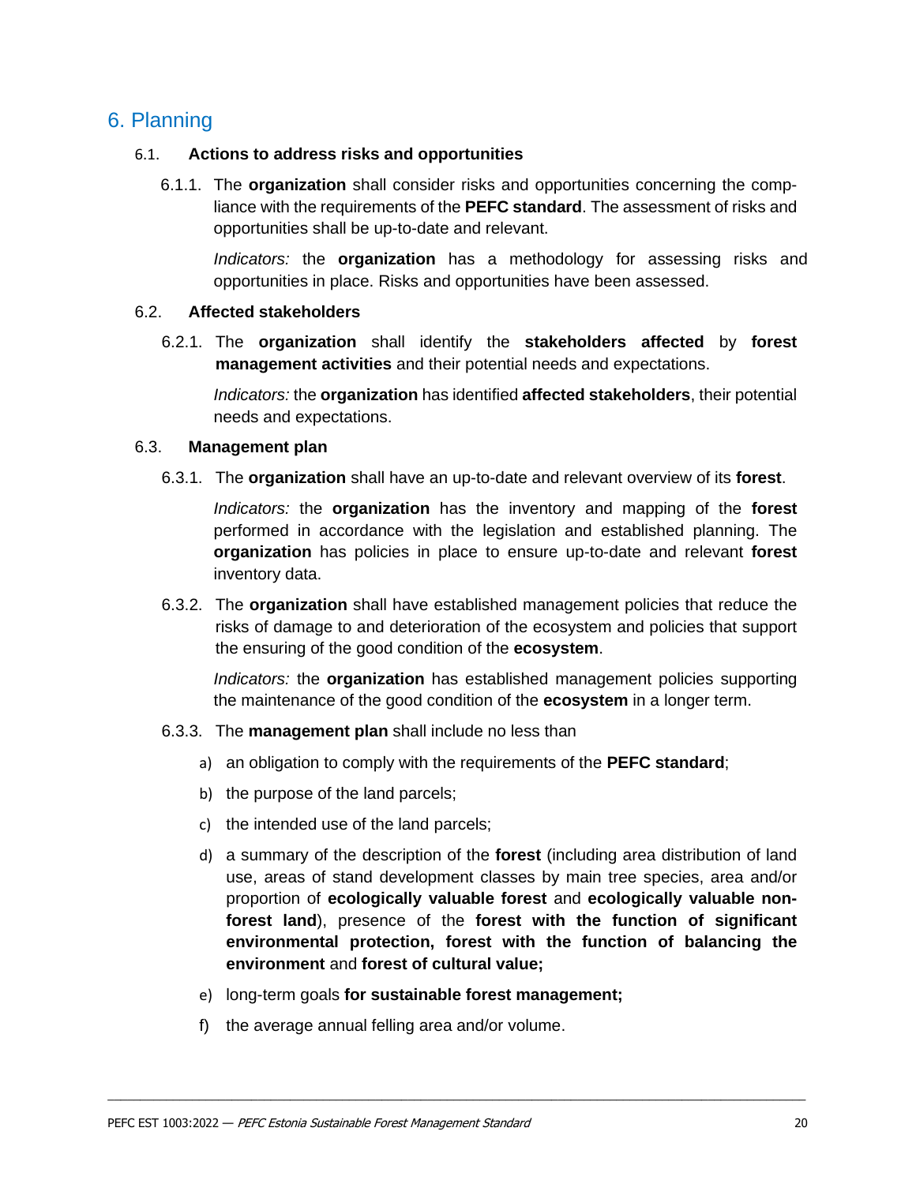## 6. Planning

### 6.1. Actions to address risks and opportunities

6.1.1. The **organization** shall consider risks and opportunities concerning the compliance with the requirements of the **PEFC standard**. The assessment of risks and opportunities shall be up-to-date and relevant.

*Indicators:* the **organization** has a methodology for assessing risks and opportunities in place. Risks and opportunities have been assessed.

### 6.2. Affected stakeholders

6.2.1. The **organization** shall identify the **stakeholders affected** by **forest management activities** and their potential needs and expectations.

*Indicators:* the **organization** has identified **affected stakeholders**, their potential needs and expectations.

### 6.3. Management plan

6.3.1. The **organization** shall have an up-to-date and relevant overview of its **forest**.

*Indicators:* the **organization** has the inventory and mapping of the **forest** performed in accordance with the legislation and established planning. The **organization** has policies in place to ensure up-to-date and relevant **forest** inventory data.

6.3.2. The **organization** shall have established management policies that reduce the risks of damage to and deterioration of the ecosystem and policies that support the ensuring of the good condition of the **ecosystem**.

*Indicators:* the **organization** has established management policies supporting the maintenance of the good condition of the **ecosystem** in a longer term.

6.3.3. The **management plan** shall include no less than

a) an obligation to comply with the requirements of the **PEFC standard**;

b) the purpose of the land parcels;

c) the intended use of the land parcels;

d) a summary of the description of the **forest** (including area distribution of land use, areas of stand development classes by main tree species, area and/or proportion of **ecologically valuable forest** and **ecologically valuable non-forest land**), presence of the **forest with the function of significant environmental protection, forest with the function of balancing the environment** and **forest of cultural value;**

e) long-term goals **for sustainable forest management;**

f) the average annual felling area and/or volume.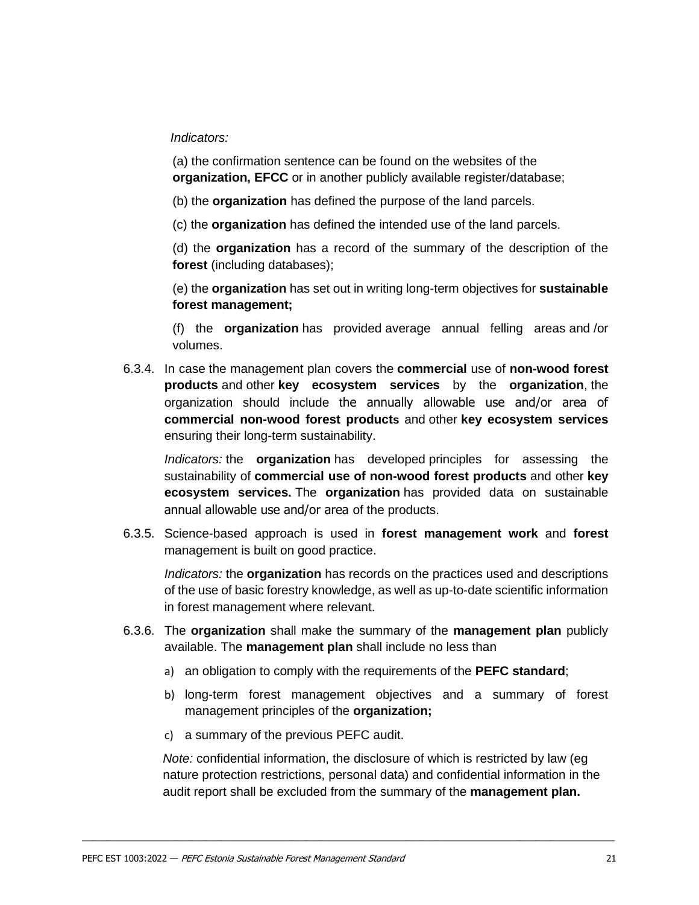*Indicators:*

(a) the confirmation sentence can be found on the websites of the **organization, EFCC** or in another publicly available register/database;

(b) the **organization** has defined the purpose of the land parcels.

(c) the **organization** has defined the intended use of the land parcels.

(d) the **organization** has a record of the summary of the description of the **forest** (including databases);

(e) the **organization** has set out in writing long-term objectives for **sustainable forest management;**

(f) the **organization** has provided average annual felling areas and /or volumes.

6.3.4. In case the management plan covers the **commercial** use of **non-wood forest products** and other **key ecosystem services** by the **organization**, the organization should include the annually allowable use and/or area of **commercial non-wood forest products** and other **key ecosystem services** ensuring their long-term sustainability.

*Indicators:* the **organization** has developed principles for assessing the sustainability of **commercial use of non-wood forest products** and other **key ecosystem services.** The **organization** has provided data on sustainable annual allowable use and/or area of the products.

6.3.5. Science-based approach is used in **forest management work** and **forest** management is built on good practice.

*Indicators:* the **organization** has records on the practices used and descriptions of the use of basic forestry knowledge, as well as up-to-date scientific information in forest management where relevant.

6.3.6. The **organization** shall make the summary of the **management plan** publicly available. The **management plan** shall include no less than

a) an obligation to comply with the requirements of the **PEFC standard**;

b) long-term forest management objectives and a summary of forest management principles of the **organization;**

c) a summary of the previous PEFC audit.

*Note:* confidential information, the disclosure of which is restricted by law (eg nature protection restrictions, personal data) and confidential information in the audit report shall be excluded from the summary of the **management plan.**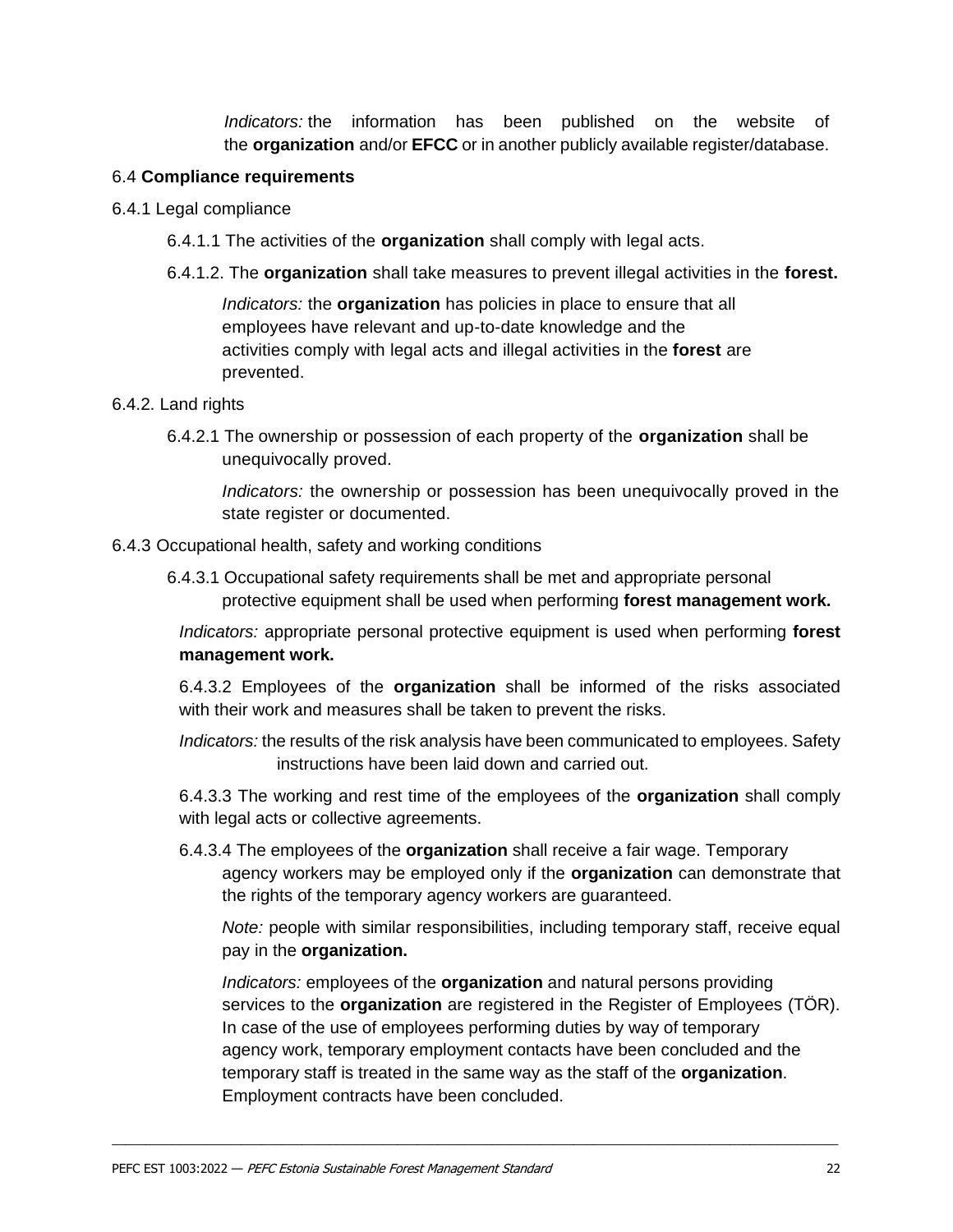*Indicators:* the information has been published on the website of the **organization** and/or **EFCC** or in another publicly available register/database.

## 6.4 **Compliance requirements**

### 6.4.1 Legal compliance

6.4.1.1 The activities of the **organization** shall comply with legal acts.

6.4.1.2. The **organization** shall take measures to prevent illegal activities in the **forest.**

*Indicators:* the **organization** has policies in place to ensure that all employees have relevant and up-to-date knowledge and the activities comply with legal acts and illegal activities in the **forest** are prevented.

### 6.4.2. Land rights

6.4.2.1 The ownership or possession of each property of the **organization** shall be unequivocally proved.

*Indicators:* the ownership or possession has been unequivocally proved in the state register or documented.

### 6.4.3 Occupational health, safety and working conditions

6.4.3.1 Occupational safety requirements shall be met and appropriate personal protective equipment shall be used when performing **forest management work.**

*Indicators:* appropriate personal protective equipment is used when performing **forest management work.**

6.4.3.2 Employees of the **organization** shall be informed of the risks associated with their work and measures shall be taken to prevent the risks.

*Indicators:* the results of the risk analysis have been communicated to employees. Safety instructions have been laid down and carried out.

6.4.3.3 The working and rest time of the employees of the **organization** shall comply with legal acts or collective agreements.

6.4.3.4 The employees of the **organization** shall receive a fair wage. Temporary agency workers may be employed only if the **organization** can demonstrate that the rights of the temporary agency workers are guaranteed.

*Note:* people with similar responsibilities, including temporary staff, receive equal pay in the **organization.**

*Indicators:* employees of the **organization** and natural persons providing services to the **organization** are registered in the Register of Employees (TÖR). In case of the use of employees performing duties by way of temporary agency work, temporary employment contacts have been concluded and the temporary staff is treated in the same way as the staff of the **organization**. Employment contracts have been concluded.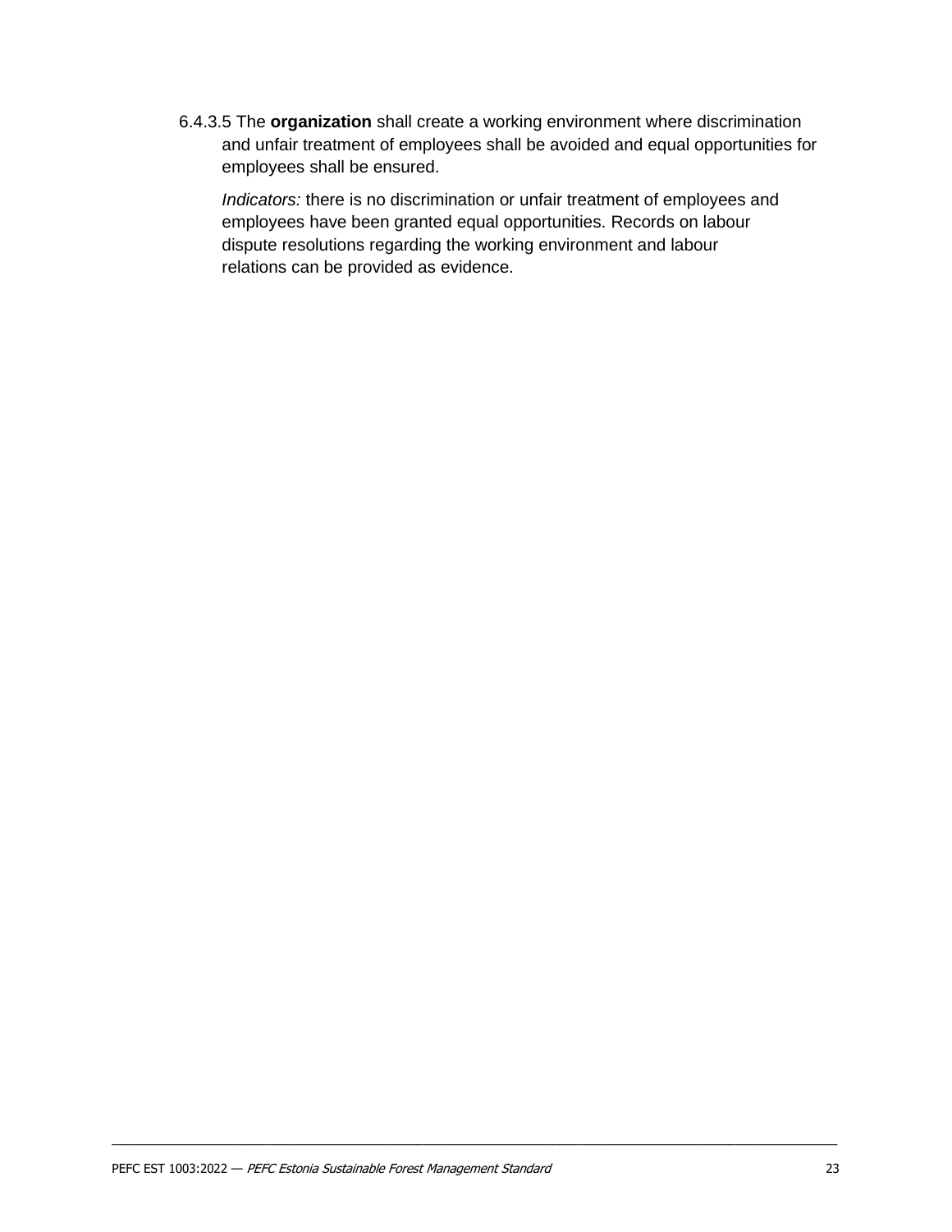6.4.3.5 The **organization** shall create a working environment where discrimination and unfair treatment of employees shall be avoided and equal opportunities for employees shall be ensured.

*Indicators:* there is no discrimination or unfair treatment of employees and employees have been granted equal opportunities. Records on labour dispute resolutions regarding the working environment and labour relations can be provided as evidence.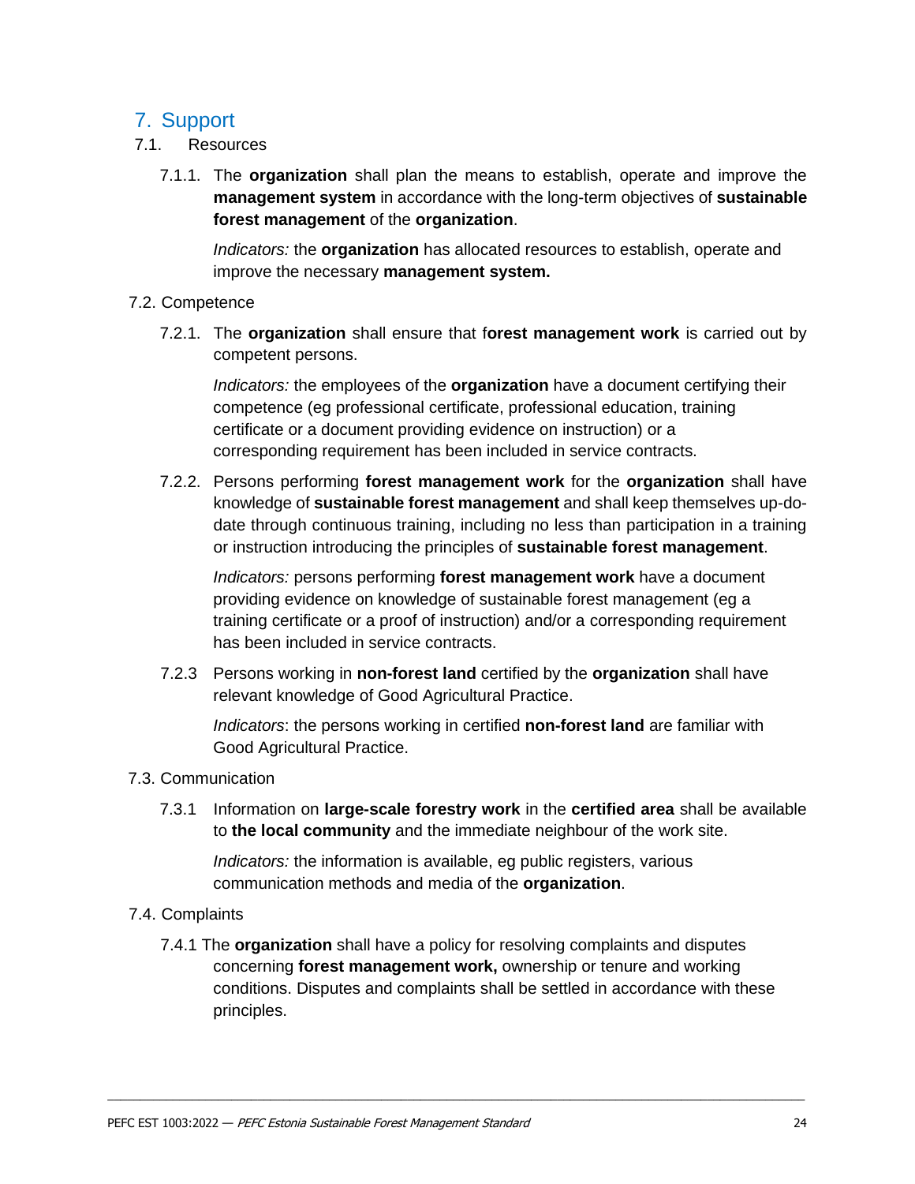# 7. Support

## 7.1. Resources

7.1.1. The **organization** shall plan the means to establish, operate and improve the **management system** in accordance with the long-term objectives of **sustainable forest management** of the **organization**.

*Indicators:* the **organization** has allocated resources to establish, operate and improve the necessary **management system.**

## 7.2. Competence

7.2.1. The **organization** shall ensure that f**orest management work** is carried out by competent persons.

*Indicators:* the employees of the **organization** have a document certifying their competence (eg professional certificate, professional education, training certificate or a document providing evidence on instruction) or a corresponding requirement has been included in service contracts.

7.2.2. Persons performing **forest management work** for the **organization** shall have knowledge of **sustainable forest management** and shall keep themselves up-do-date through continuous training, including no less than participation in a training or instruction introducing the principles of **sustainable forest management**.

*Indicators:* persons performing **forest management work** have a document providing evidence on knowledge of sustainable forest management (eg a training certificate or a proof of instruction) and/or a corresponding requirement has been included in service contracts.

7.2.3 Persons working in **non-forest land** certified by the **organization** shall have relevant knowledge of Good Agricultural Practice.

*Indicators*: the persons working in certified **non-forest land** are familiar with Good Agricultural Practice.

## 7.3. Communication

7.3.1 Information on **large-scale forestry work** in the **certified area** shall be available to **the local community** and the immediate neighbour of the work site.

*Indicators:* the information is available, eg public registers, various communication methods and media of the **organization**.

## 7.4. Complaints

7.4.1 The **organization** shall have a policy for resolving complaints and disputes concerning **forest management work,** ownership or tenure and working conditions. Disputes and complaints shall be settled in accordance with these principles.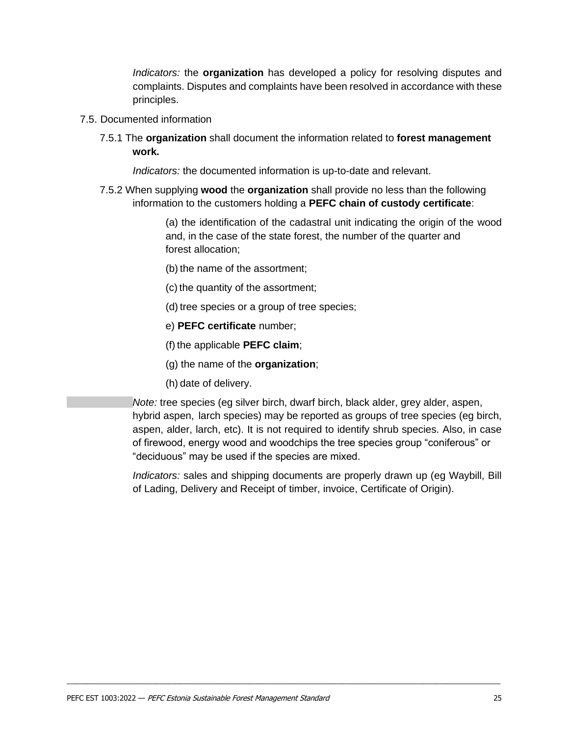*Indicators:* the **organization** has developed a policy for resolving disputes and complaints. Disputes and complaints have been resolved in accordance with these principles.

7.5. Documented information

7.5.1 The **organization** shall document the information related to **forest management work.**

*Indicators:* the documented information is up-to-date and relevant.

7.5.2 When supplying **wood** the **organization** shall provide no less than the following information to the customers holding a **PEFC chain of custody certificate**:

(a) the identification of the cadastral unit indicating the origin of the wood and, in the case of the state forest, the number of the quarter and forest allocation;

(b) the name of the assortment;

(c) the quantity of the assortment;

(d) tree species or a group of tree species;

e) **PEFC certificate** number;

(f) the applicable **PEFC claim**;

(g) the name of the **organization**;

(h) date of delivery.

*Note:* tree species (eg silver birch, dwarf birch, black alder, grey alder, aspen, hybrid aspen, larch species) may be reported as groups of tree species (eg birch, aspen, alder, larch, etc). It is not required to identify shrub species. Also, in case of firewood, energy wood and woodchips the tree species group “coniferous” or “deciduous” may be used if the species are mixed.

*Indicators:* sales and shipping documents are properly drawn up (eg Waybill, Bill of Lading, Delivery and Receipt of timber, invoice, Certificate of Origin).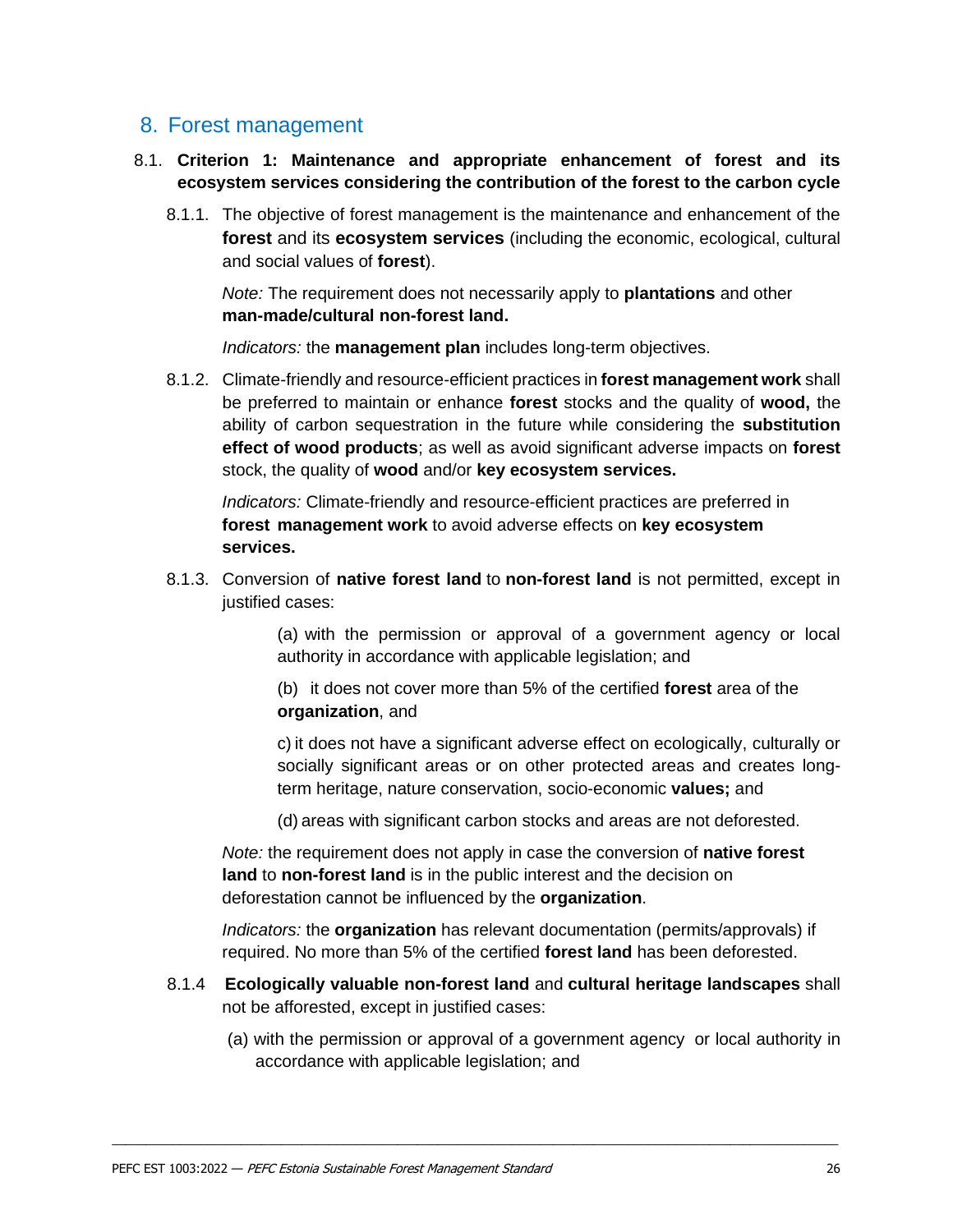## 8. Forest management

### 8.1. Criterion 1: Maintenance and appropriate enhancement of forest and its ecosystem services considering the contribution of the forest to the carbon cycle

8.1.1. The objective of forest management is the maintenance and enhancement of the **forest** and its **ecosystem services** (including the economic, ecological, cultural and social values of **forest**).

*Note:* The requirement does not necessarily apply to **plantations** and other **man-made/cultural non-forest land.**

*Indicators:* the **management plan** includes long-term objectives.

8.1.2. Climate-friendly and resource-efficient practices in **forest management work** shall be preferred to maintain or enhance **forest** stocks and the quality of **wood,** the ability of carbon sequestration in the future while considering the **substitution effect of wood products**; as well as avoid significant adverse impacts on **forest** stock, the quality of **wood** and/or **key ecosystem services.**

*Indicators:* Climate-friendly and resource-efficient practices are preferred in **forest management work** to avoid adverse effects on **key ecosystem services.**

8.1.3. Conversion of **native forest land** to **non-forest land** is not permitted, except in justified cases:

(a) with the permission or approval of a government agency or local authority in accordance with applicable legislation; and

(b) it does not cover more than 5% of the certified **forest** area of the **organization**, and

c) it does not have a significant adverse effect on ecologically, culturally or socially significant areas or on other protected areas and creates long-term heritage, nature conservation, socio-economic **values;** and

(d) areas with significant carbon stocks and areas are not deforested.

*Note:* the requirement does not apply in case the conversion of **native forest land** to **non-forest land** is in the public interest and the decision on deforestation cannot be influenced by the **organization**.

*Indicators:* the **organization** has relevant documentation (permits/approvals) if required. No more than 5% of the certified **forest land** has been deforested.

8.1.4 **Ecologically valuable non-forest land** and **cultural heritage landscapes** shall not be afforested, except in justified cases:

(a) with the permission or approval of a government agency or local authority in accordance with applicable legislation; and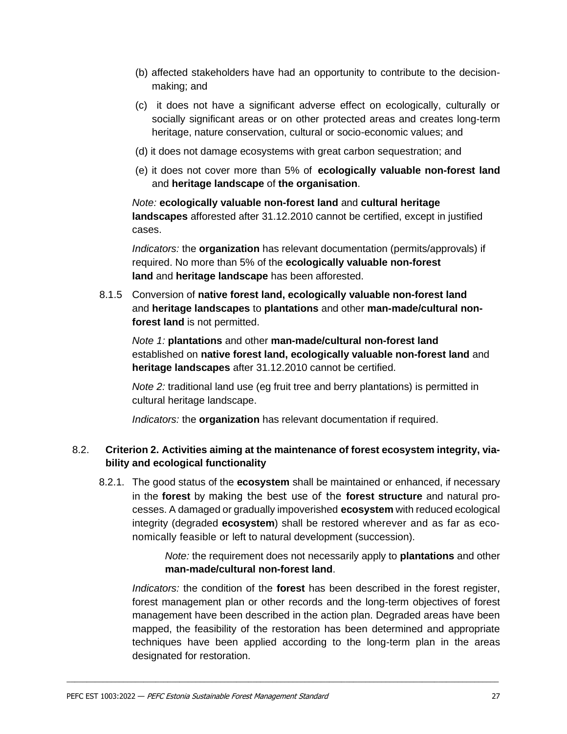(b) affected stakeholders have had an opportunity to contribute to the decision-making; and

(c) it does not have a significant adverse effect on ecologically, culturally or socially significant areas or on other protected areas and creates long-term heritage, nature conservation, cultural or socio-economic values; and

(d) it does not damage ecosystems with great carbon sequestration; and

(e) it does not cover more than 5% of **ecologically valuable non-forest land** and **heritage landscape** of **the organisation**.

*Note:* **ecologically valuable non-forest land** and **cultural heritage landscapes** afforested after 31.12.2010 cannot be certified, except in justified cases.

*Indicators:* the **organization** has relevant documentation (permits/approvals) if required. No more than 5% of the **ecologically valuable non-forest land** and **heritage landscape** has been afforested.

8.1.5 Conversion of **native forest land, ecologically valuable non-forest land** and **heritage landscapes** to **plantations** and other **man-made/cultural non-forest land** is not permitted.

*Note 1:* **plantations** and other **man-made/cultural non-forest land** established on **native forest land, ecologically valuable non-forest land** and **heritage landscapes** after 31.12.2010 cannot be certified.

*Note 2:* traditional land use (eg fruit tree and berry plantations) is permitted in cultural heritage landscape.

*Indicators:* the **organization** has relevant documentation if required.

## 8.2. Criterion 2. Activities aiming at the maintenance of forest ecosystem integrity, viability and ecological functionality

8.2.1. The good status of the **ecosystem** shall be maintained or enhanced, if necessary in the **forest** by making the best use of the **forest structure** and natural processes. A damaged or gradually impoverished **ecosystem** with reduced ecological integrity (degraded **ecosystem**) shall be restored wherever and as far as economically feasible or left to natural development (succession).

*Note:* the requirement does not necessarily apply to **plantations** and other **man-made/cultural non-forest land**.

*Indicators:* the condition of the **forest** has been described in the forest register, forest management plan or other records and the long-term objectives of forest management have been described in the action plan. Degraded areas have been mapped, the feasibility of the restoration has been determined and appropriate techniques have been applied according to the long-term plan in the areas designated for restoration.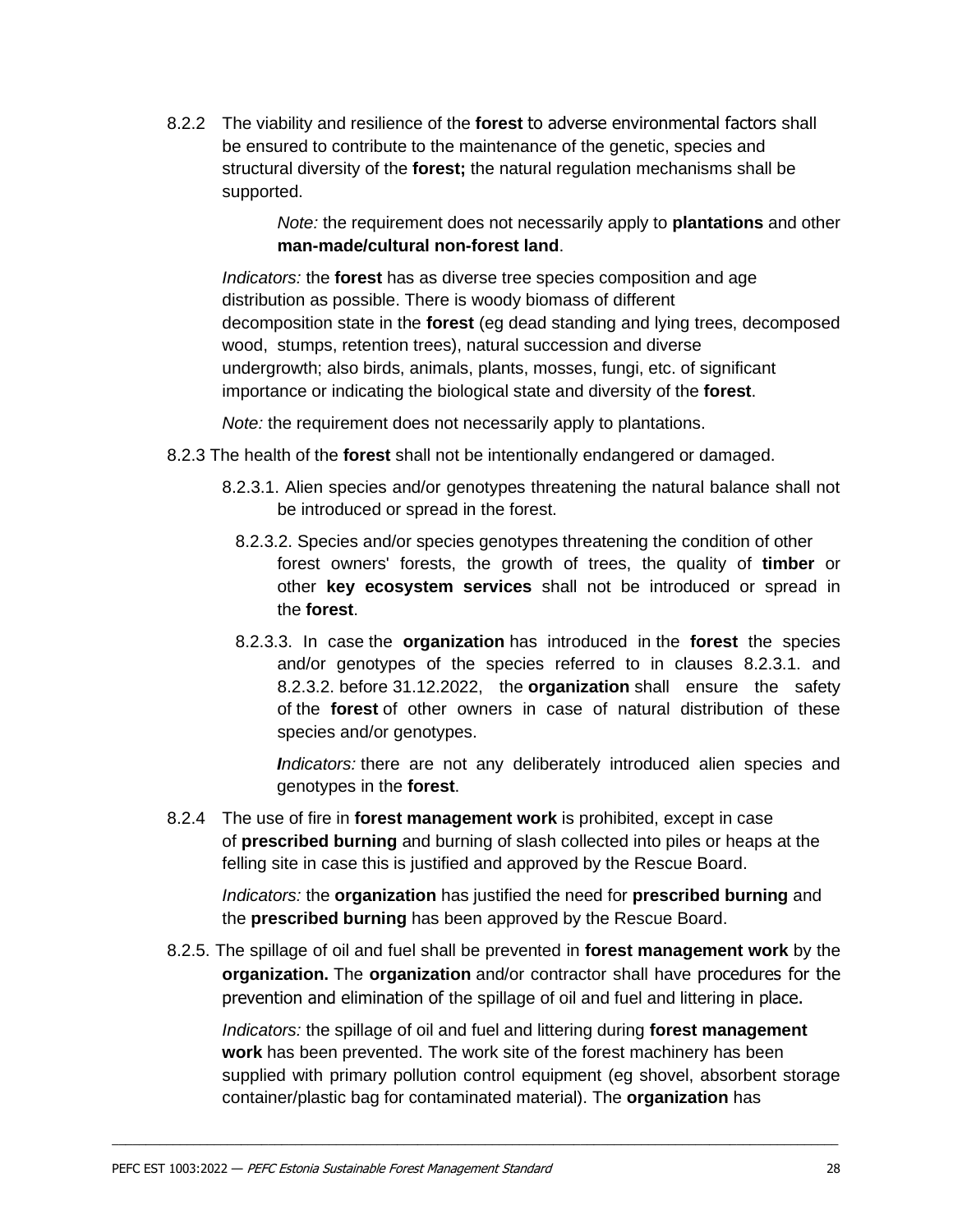8.2.2 The viability and resilience of the **forest** to adverse environmental factors shall be ensured to contribute to the maintenance of the genetic, species and structural diversity of the **forest;** the natural regulation mechanisms shall be supported.

> *Note:* the requirement does not necessarily apply to **plantations** and other **man-made/cultural non-forest land**.

*Indicators:* the **forest** has as diverse tree species composition and age distribution as possible. There is woody biomass of different decomposition state in the **forest** (eg dead standing and lying trees, decomposed wood, stumps, retention trees), natural succession and diverse undergrowth; also birds, animals, plants, mosses, fungi, etc. of significant importance or indicating the biological state and diversity of the **forest**.

*Note:* the requirement does not necessarily apply to plantations.

8.2.3 The health of the **forest** shall not be intentionally endangered or damaged.

8.2.3.1. Alien species and/or genotypes threatening the natural balance shall not be introduced or spread in the forest.

8.2.3.2. Species and/or species genotypes threatening the condition of other forest owners' forests, the growth of trees, the quality of **timber** or other **key ecosystem services** shall not be introduced or spread in the **forest**.

8.2.3.3. In case the **organization** has introduced in the **forest** the species and/or genotypes of the species referred to in clauses 8.2.3.1. and 8.2.3.2. before 31.12.2022, the **organization** shall ensure the safety of the **forest** of other owners in case of natural distribution of these species and/or genotypes.

*Indicators:* there are not any deliberately introduced alien species and genotypes in the **forest**.

8.2.4 The use of fire in **forest management work** is prohibited, except in case of **prescribed burning** and burning of slash collected into piles or heaps at the felling site in case this is justified and approved by the Rescue Board.

*Indicators:* the **organization** has justified the need for **prescribed burning** and the **prescribed burning** has been approved by the Rescue Board.

8.2.5. The spillage of oil and fuel shall be prevented in **forest management work** by the **organization.** The **organization** and/or contractor shall have procedures for the prevention and elimination of the spillage of oil and fuel and littering in place.

*Indicators:* the spillage of oil and fuel and littering during **forest management work** has been prevented. The work site of the forest machinery has been supplied with primary pollution control equipment (eg shovel, absorbent storage container/plastic bag for contaminated material). The **organization** has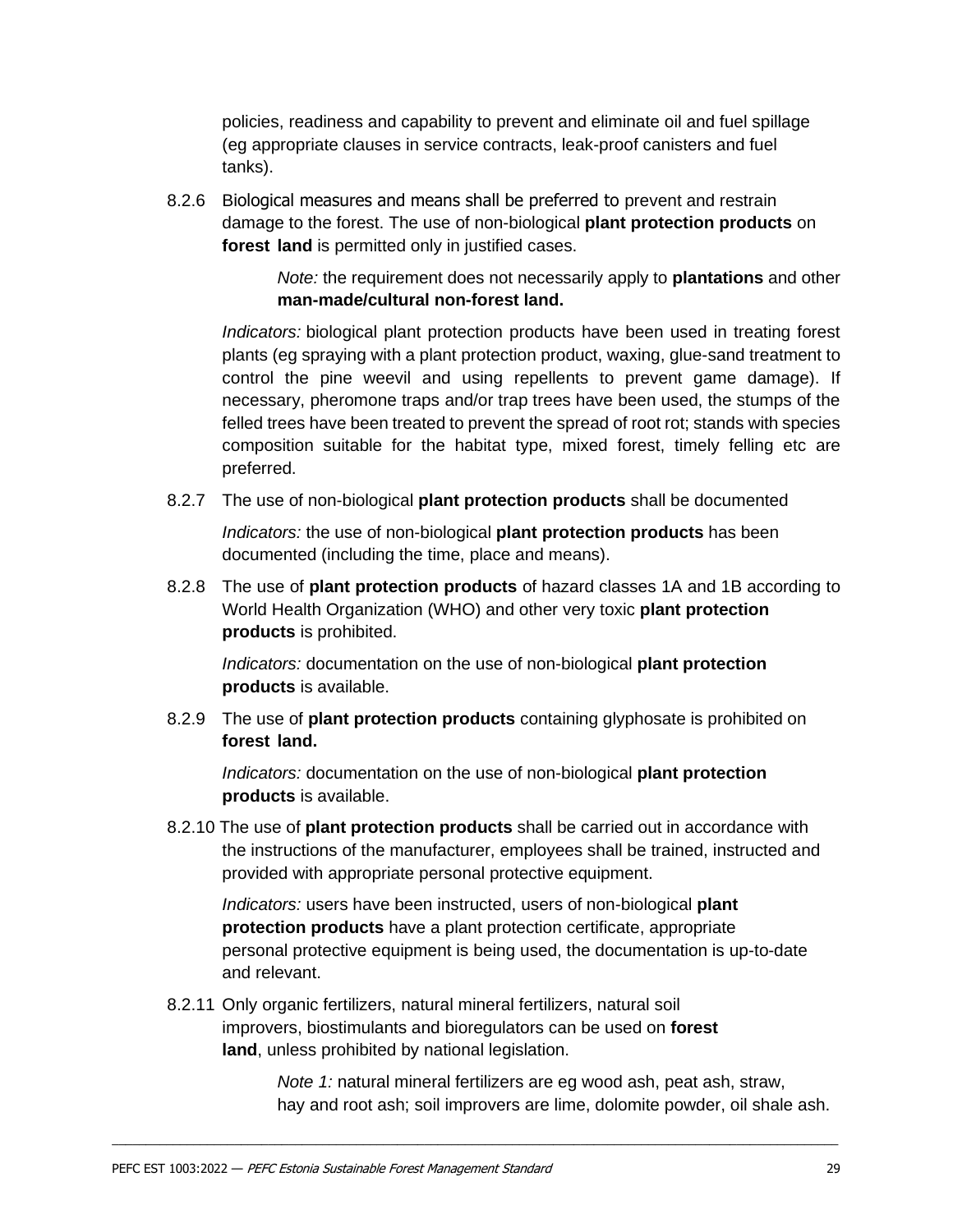policies, readiness and capability to prevent and eliminate oil and fuel spillage (eg appropriate clauses in service contracts, leak-proof canisters and fuel tanks).

8.2.6 Biological measures and means shall be preferred to prevent and restrain damage to the forest. The use of non-biological **plant protection products** on **forest land** is permitted only in justified cases.

> *Note:* the requirement does not necessarily apply to **plantations** and other **man-made/cultural non-forest land.**

*Indicators:* biological plant protection products have been used in treating forest plants (eg spraying with a plant protection product, waxing, glue-sand treatment to control the pine weevil and using repellents to prevent game damage). If necessary, pheromone traps and/or trap trees have been used, the stumps of the felled trees have been treated to prevent the spread of root rot; stands with species composition suitable for the habitat type, mixed forest, timely felling etc are preferred.

8.2.7 The use of non-biological **plant protection products** shall be documented

*Indicators:* the use of non-biological **plant protection products** has been documented (including the time, place and means).

8.2.8 The use of **plant protection products** of hazard classes 1A and 1B according to World Health Organization (WHO) and other very toxic **plant protection products** is prohibited.

*Indicators:* documentation on the use of non-biological **plant protection products** is available.

8.2.9 The use of **plant protection products** containing glyphosate is prohibited on **forest land.**

*Indicators:* documentation on the use of non-biological **plant protection products** is available.

8.2.10 The use of **plant protection products** shall be carried out in accordance with the instructions of the manufacturer, employees shall be trained, instructed and provided with appropriate personal protective equipment.

*Indicators:* users have been instructed, users of non-biological **plant protection products** have a plant protection certificate, appropriate personal protective equipment is being used, the documentation is up-to-date and relevant.

8.2.11 Only organic fertilizers, natural mineral fertilizers, natural soil improvers, biostimulants and bioregulators can be used on **forest land**, unless prohibited by national legislation.

> *Note 1:* natural mineral fertilizers are eg wood ash, peat ash, straw, hay and root ash; soil improvers are lime, dolomite powder, oil shale ash.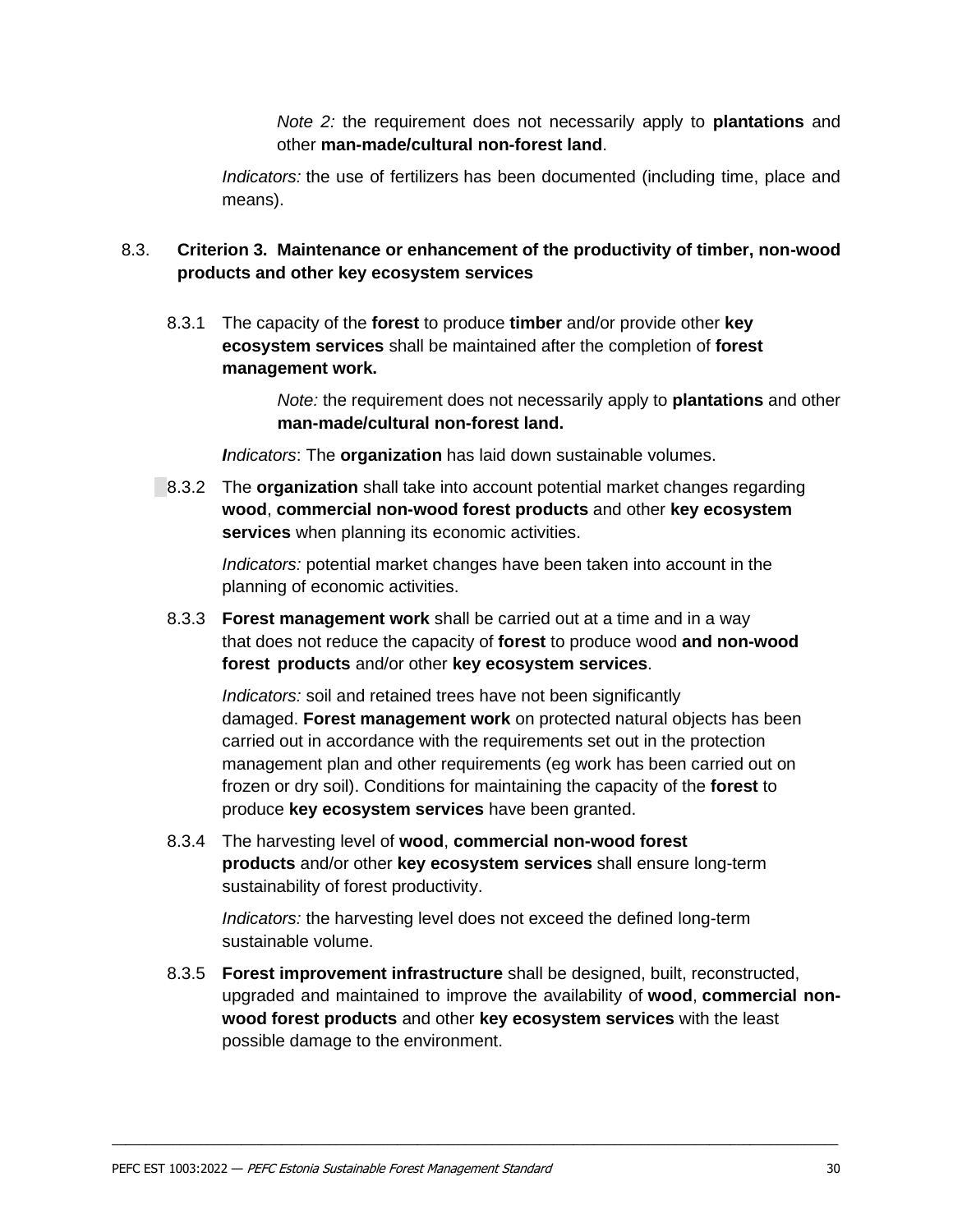*Note 2:* the requirement does not necessarily apply to **plantations** and other **man-made/cultural non-forest land**.

*Indicators:* the use of fertilizers has been documented (including time, place and means).

## 8.3. Criterion 3. Maintenance or enhancement of the productivity of timber, non-wood products and other key ecosystem services

8.3.1 The capacity of the **forest** to produce **timber** and/or provide other **key ecosystem services** shall be maintained after the completion of **forest management work.**

*Note:* the requirement does not necessarily apply to **plantations** and other **man-made/cultural non-forest land.**

***I****ndicators*: The **organization** has laid down sustainable volumes.

8.3.2 The **organization** shall take into account potential market changes regarding **wood**, **commercial non-wood forest products** and other **key ecosystem services** when planning its economic activities.

*Indicators:* potential market changes have been taken into account in the planning of economic activities.

8.3.3 **Forest management work** shall be carried out at a time and in a way that does not reduce the capacity of **forest** to produce wood **and non-wood forest products** and/or other **key ecosystem services**.

*Indicators:* soil and retained trees have not been significantly damaged. **Forest management work** on protected natural objects has been carried out in accordance with the requirements set out in the protection management plan and other requirements (eg work has been carried out on frozen or dry soil). Conditions for maintaining the capacity of the **forest** to produce **key ecosystem services** have been granted.

8.3.4 The harvesting level of **wood**, **commercial non-wood forest products** and/or other **key ecosystem services** shall ensure long-term sustainability of forest productivity.

*Indicators:* the harvesting level does not exceed the defined long-term sustainable volume.

8.3.5 **Forest improvement infrastructure** shall be designed, built, reconstructed, upgraded and maintained to improve the availability of **wood**, **commercial non-wood forest products** and other **key ecosystem services** with the least possible damage to the environment.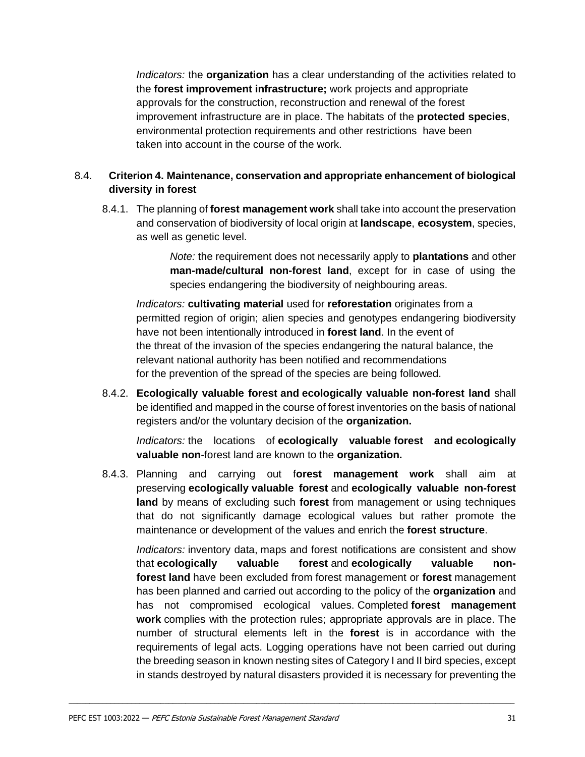*Indicators:* the **organization** has a clear understanding of the activities related to the **forest improvement infrastructure;** work projects and appropriate approvals for the construction, reconstruction and renewal of the forest improvement infrastructure are in place. The habitats of the **protected species**, environmental protection requirements and other restrictions have been taken into account in the course of the work.

## 8.4. Criterion 4. Maintenance, conservation and appropriate enhancement of biological diversity in forest

8.4.1. The planning of **forest management work** shall take into account the preservation and conservation of biodiversity of local origin at **landscape**, **ecosystem**, species, as well as genetic level.

> *Note:* the requirement does not necessarily apply to **plantations** and other **man-made/cultural non-forest land**, except for in case of using the species endangering the biodiversity of neighbouring areas.

*Indicators:* **cultivating material** used for **reforestation** originates from a permitted region of origin; alien species and genotypes endangering biodiversity have not been intentionally introduced in **forest land**. In the event of the threat of the invasion of the species endangering the natural balance, the relevant national authority has been notified and recommendations for the prevention of the spread of the species are being followed.

8.4.2. **Ecologically valuable forest and ecologically valuable non-forest land** shall be identified and mapped in the course of forest inventories on the basis of national registers and/or the voluntary decision of the **organization.**

*Indicators:* the locations of **ecologically valuable forest and ecologically valuable non**-forest land are known to the **organization.**

8.4.3. Planning and carrying out f**orest management work** shall aim at preserving **ecologically valuable forest** and **ecologically valuable non-forest land** by means of excluding such **forest** from management or using techniques that do not significantly damage ecological values but rather promote the maintenance or development of the values and enrich the **forest structure**.

*Indicators:* inventory data, maps and forest notifications are consistent and show that **ecologically valuable forest** and **ecologically valuable non-forest land** have been excluded from forest management or **forest** management has been planned and carried out according to the policy of the **organization** and has not compromised ecological values. Completed **forest management work** complies with the protection rules; appropriate approvals are in place. The number of structural elements left in the **forest** is in accordance with the requirements of legal acts. Logging operations have not been carried out during the breeding season in known nesting sites of Category I and II bird species, except in stands destroyed by natural disasters provided it is necessary for preventing the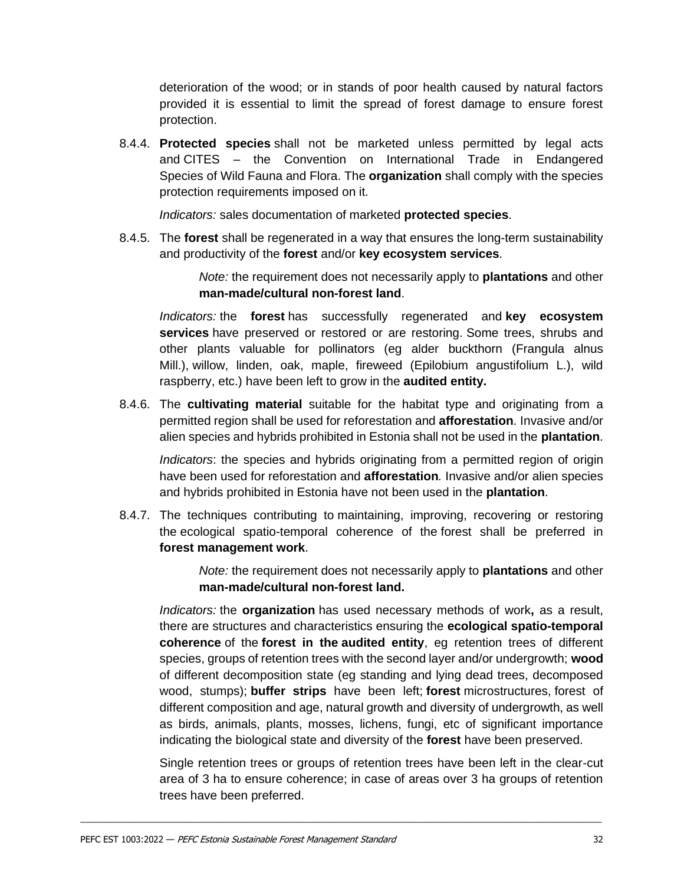deterioration of the wood; or in stands of poor health caused by natural factors provided it is essential to limit the spread of forest damage to ensure forest protection.

8.4.4. **Protected species** shall not be marketed unless permitted by legal acts and CITES – the Convention on International Trade in Endangered Species of Wild Fauna and Flora. The **organization** shall comply with the species protection requirements imposed on it.

*Indicators:* sales documentation of marketed **protected species**.

8.4.5. The **forest** shall be regenerated in a way that ensures the long-term sustainability and productivity of the **forest** and/or **key ecosystem services**.

> *Note:* the requirement does not necessarily apply to **plantations** and other **man-made/cultural non-forest land**.

*Indicators:* the **forest** has successfully regenerated and **key ecosystem services** have preserved or restored or are restoring. Some trees, shrubs and other plants valuable for pollinators (eg alder buckthorn (Frangula alnus Mill.), willow, linden, oak, maple, fireweed (Epilobium angustifolium L.), wild raspberry, etc.) have been left to grow in the **audited entity.**

8.4.6. The **cultivating material** suitable for the habitat type and originating from a permitted region shall be used for reforestation and **afforestation**. Invasive and/or alien species and hybrids prohibited in Estonia shall not be used in the **plantation**.

*Indicators*: the species and hybrids originating from a permitted region of origin have been used for reforestation and **afforestation***.* Invasive and/or alien species and hybrids prohibited in Estonia have not been used in the **plantation**.

8.4.7. The techniques contributing to maintaining, improving, recovering or restoring the ecological spatio-temporal coherence of the forest shall be preferred in **forest management work**.

> *Note:* the requirement does not necessarily apply to **plantations** and other **man-made/cultural non-forest land.**

*Indicators:* the **organization** has used necessary methods of work**,** as a result, there are structures and characteristics ensuring the **ecological spatio-temporal coherence** of the **forest in the audited entity**, eg retention trees of different species, groups of retention trees with the second layer and/or undergrowth; **wood** of different decomposition state (eg standing and lying dead trees, decomposed wood, stumps); **buffer strips** have been left; **forest** microstructures, forest of different composition and age, natural growth and diversity of undergrowth, as well as birds, animals, plants, mosses, lichens, fungi, etc of significant importance indicating the biological state and diversity of the **forest** have been preserved.

Single retention trees or groups of retention trees have been left in the clear-cut area of 3 ha to ensure coherence; in case of areas over 3 ha groups of retention trees have been preferred.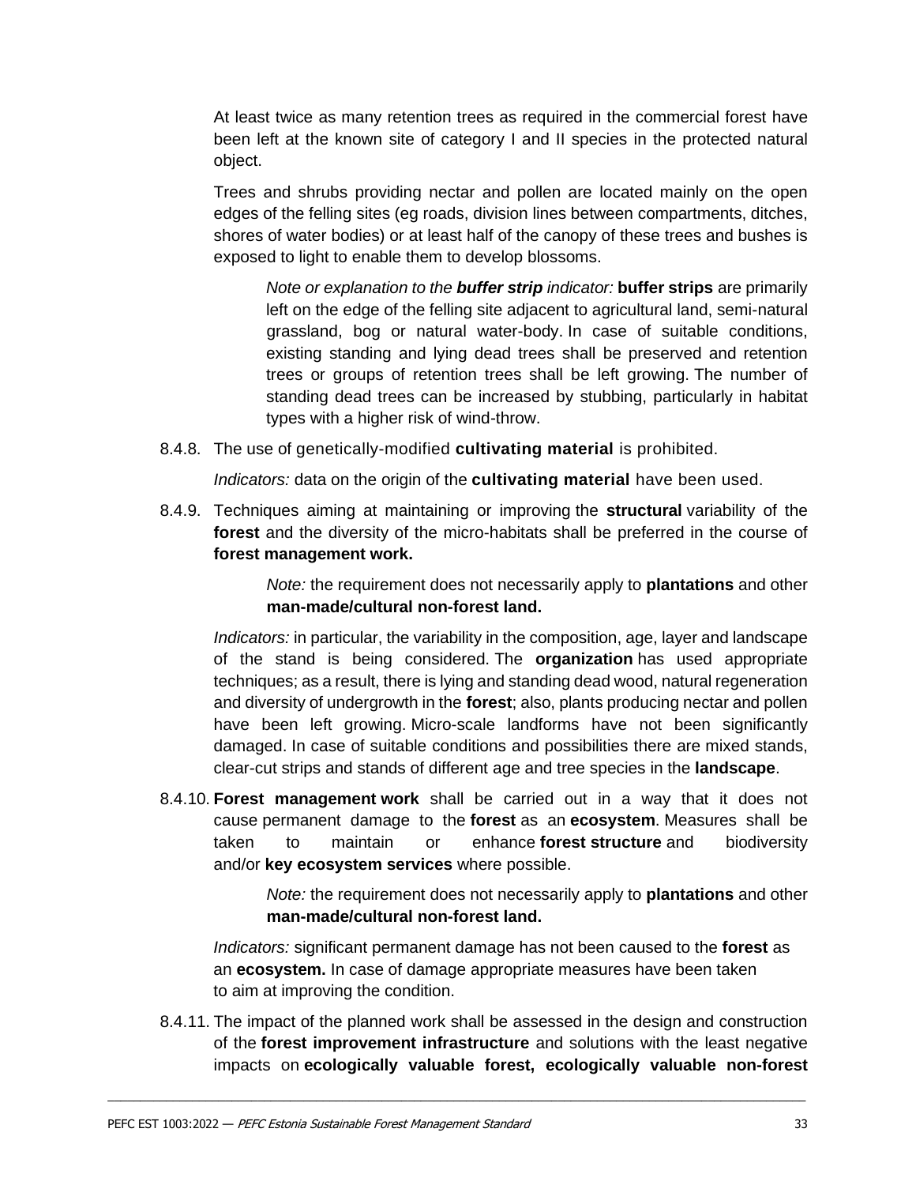At least twice as many retention trees as required in the commercial forest have been left at the known site of category I and II species in the protected natural object.

Trees and shrubs providing nectar and pollen are located mainly on the open edges of the felling sites (eg roads, division lines between compartments, ditches, shores of water bodies) or at least half of the canopy of these trees and bushes is exposed to light to enable them to develop blossoms.

> *Note or explanation to the* ***buffer strip*** *indicator:* **buffer strips** are primarily left on the edge of the felling site adjacent to agricultural land, semi-natural grassland, bog or natural water-body. In case of suitable conditions, existing standing and lying dead trees shall be preserved and retention trees or groups of retention trees shall be left growing. The number of standing dead trees can be increased by stubbing, particularly in habitat types with a higher risk of wind-throw.

8.4.8. The use of genetically-modified **cultivating material** is prohibited.

*Indicators:* data on the origin of the **cultivating material** have been used.

8.4.9. Techniques aiming at maintaining or improving the **structural** variability of the **forest** and the diversity of the micro-habitats shall be preferred in the course of **forest management work.**

> *Note:* the requirement does not necessarily apply to **plantations** and other **man-made/cultural non-forest land.**

*Indicators:* in particular, the variability in the composition, age, layer and landscape of the stand is being considered. The **organization** has used appropriate techniques; as a result, there is lying and standing dead wood, natural regeneration and diversity of undergrowth in the **forest**; also, plants producing nectar and pollen have been left growing. Micro-scale landforms have not been significantly damaged. In case of suitable conditions and possibilities there are mixed stands, clear-cut strips and stands of different age and tree species in the **landscape**.

8.4.10. **Forest management work** shall be carried out in a way that it does not cause permanent damage to the **forest** as an **ecosystem**. Measures shall be taken to maintain or enhance **forest structure** and biodiversity and/or **key ecosystem services** where possible.

> *Note:* the requirement does not necessarily apply to **plantations** and other **man-made/cultural non-forest land.**

*Indicators:* significant permanent damage has not been caused to the **forest** as an **ecosystem.** In case of damage appropriate measures have been taken to aim at improving the condition.

8.4.11. The impact of the planned work shall be assessed in the design and construction of the **forest improvement infrastructure** and solutions with the least negative impacts on **ecologically valuable forest, ecologically valuable non-forest**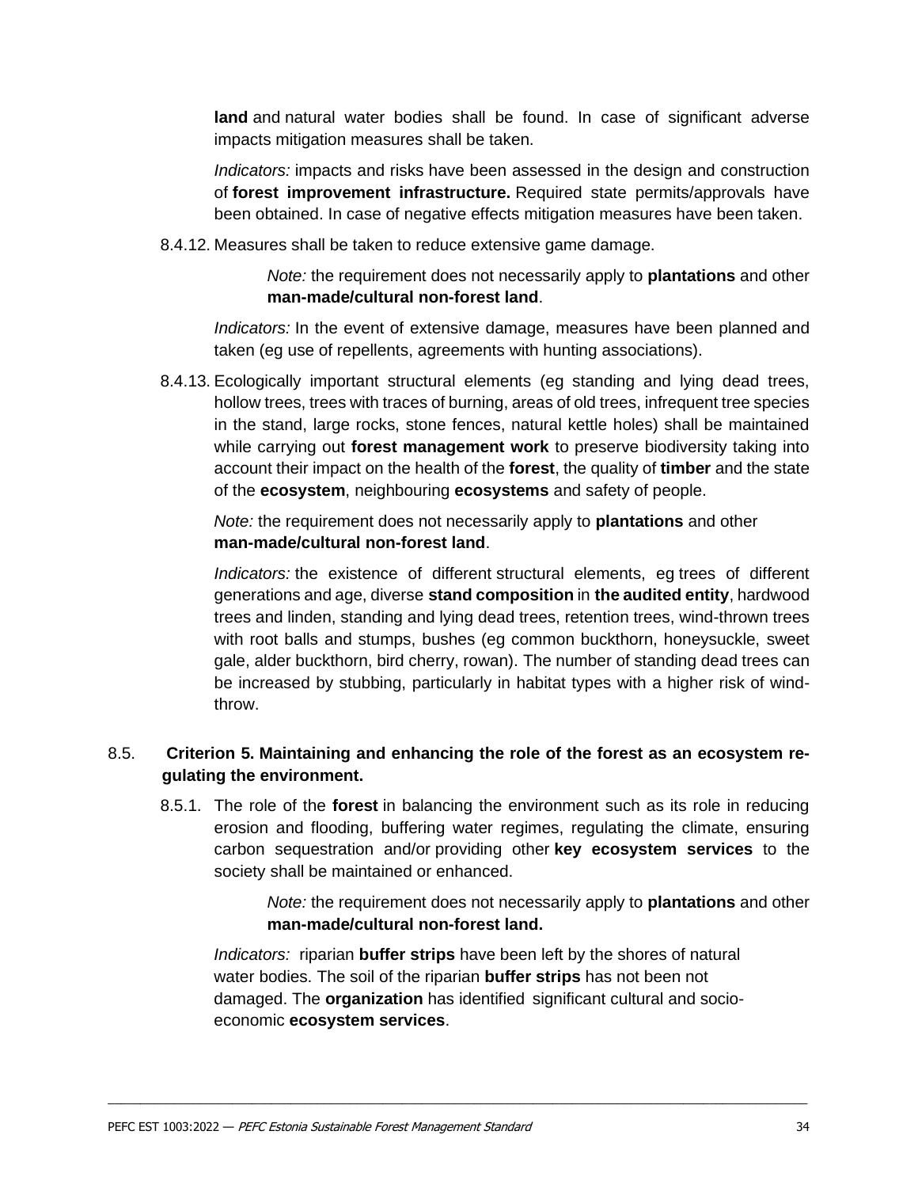**land** and natural water bodies shall be found. In case of significant adverse impacts mitigation measures shall be taken.

*Indicators:* impacts and risks have been assessed in the design and construction of **forest improvement infrastructure.** Required state permits/approvals have been obtained. In case of negative effects mitigation measures have been taken.

8.4.12. Measures shall be taken to reduce extensive game damage.

> *Note:* the requirement does not necessarily apply to **plantations** and other **man-made/cultural non-forest land**.

*Indicators:* In the event of extensive damage, measures have been planned and taken (eg use of repellents, agreements with hunting associations).

8.4.13. Ecologically important structural elements (eg standing and lying dead trees, hollow trees, trees with traces of burning, areas of old trees, infrequent tree species in the stand, large rocks, stone fences, natural kettle holes) shall be maintained while carrying out **forest management work** to preserve biodiversity taking into account their impact on the health of the **forest**, the quality of **timber** and the state of the **ecosystem**, neighbouring **ecosystems** and safety of people.

*Note:* the requirement does not necessarily apply to **plantations** and other **man-made/cultural non-forest land**.

*Indicators:* the existence of different structural elements, eg trees of different generations and age, diverse **stand composition** in **the audited entity**, hardwood trees and linden, standing and lying dead trees, retention trees, wind-thrown trees with root balls and stumps, bushes (eg common buckthorn, honeysuckle, sweet gale, alder buckthorn, bird cherry, rowan). The number of standing dead trees can be increased by stubbing, particularly in habitat types with a higher risk of wind-throw.

## 8.5. Criterion 5. Maintaining and enhancing the role of the forest as an ecosystem regulating the environment.

8.5.1. The role of the **forest** in balancing the environment such as its role in reducing erosion and flooding, buffering water regimes, regulating the climate, ensuring carbon sequestration and/or providing other **key ecosystem services** to the society shall be maintained or enhanced.

> *Note:* the requirement does not necessarily apply to **plantations** and other **man-made/cultural non-forest land.**

*Indicators:* riparian **buffer strips** have been left by the shores of natural water bodies. The soil of the riparian **buffer strips** has not been not damaged. The **organization** has identified significant cultural and socio-economic **ecosystem services**.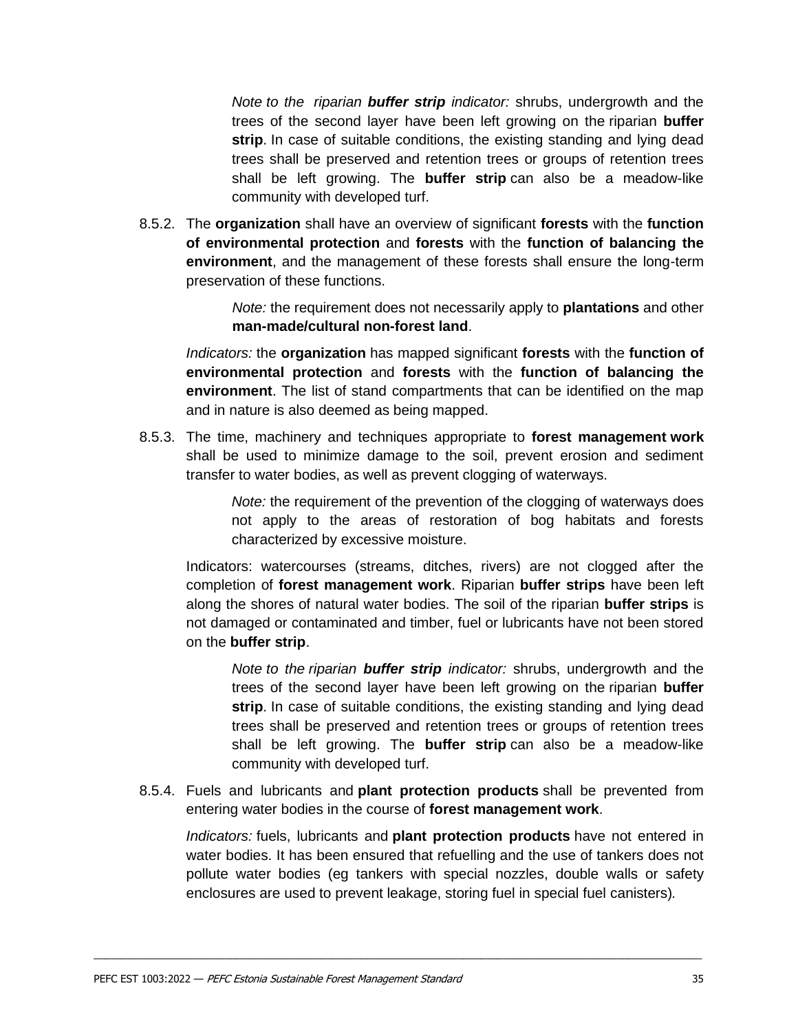*Note to the riparian **buffer strip** indicator:* shrubs, undergrowth and the trees of the second layer have been left growing on the riparian **buffer strip**. In case of suitable conditions, the existing standing and lying dead trees shall be preserved and retention trees or groups of retention trees shall be left growing. The **buffer strip** can also be a meadow-like community with developed turf.

8.5.2. The **organization** shall have an overview of significant **forests** with the **function of environmental protection** and **forests** with the **function of balancing the environment**, and the management of these forests shall ensure the long-term preservation of these functions.

*Note:* the requirement does not necessarily apply to **plantations** and other **man-made/cultural non-forest land**.

*Indicators:* the **organization** has mapped significant **forests** with the **function of environmental protection** and **forests** with the **function of balancing the environment**. The list of stand compartments that can be identified on the map and in nature is also deemed as being mapped.

8.5.3. The time, machinery and techniques appropriate to **forest management work** shall be used to minimize damage to the soil, prevent erosion and sediment transfer to water bodies, as well as prevent clogging of waterways.

*Note:* the requirement of the prevention of the clogging of waterways does not apply to the areas of restoration of bog habitats and forests characterized by excessive moisture.

Indicators: watercourses (streams, ditches, rivers) are not clogged after the completion of **forest management work**. Riparian **buffer strips** have been left along the shores of natural water bodies. The soil of the riparian **buffer strips** is not damaged or contaminated and timber, fuel or lubricants have not been stored on the **buffer strip**.

*Note to the riparian **buffer strip** indicator:* shrubs, undergrowth and the trees of the second layer have been left growing on the riparian **buffer strip**. In case of suitable conditions, the existing standing and lying dead trees shall be preserved and retention trees or groups of retention trees shall be left growing. The **buffer strip** can also be a meadow-like community with developed turf.

8.5.4. Fuels and lubricants and **plant protection products** shall be prevented from entering water bodies in the course of **forest management work**.

*Indicators:* fuels, lubricants and **plant protection products** have not entered in water bodies. It has been ensured that refuelling and the use of tankers does not pollute water bodies (eg tankers with special nozzles, double walls or safety enclosures are used to prevent leakage, storing fuel in special fuel canisters).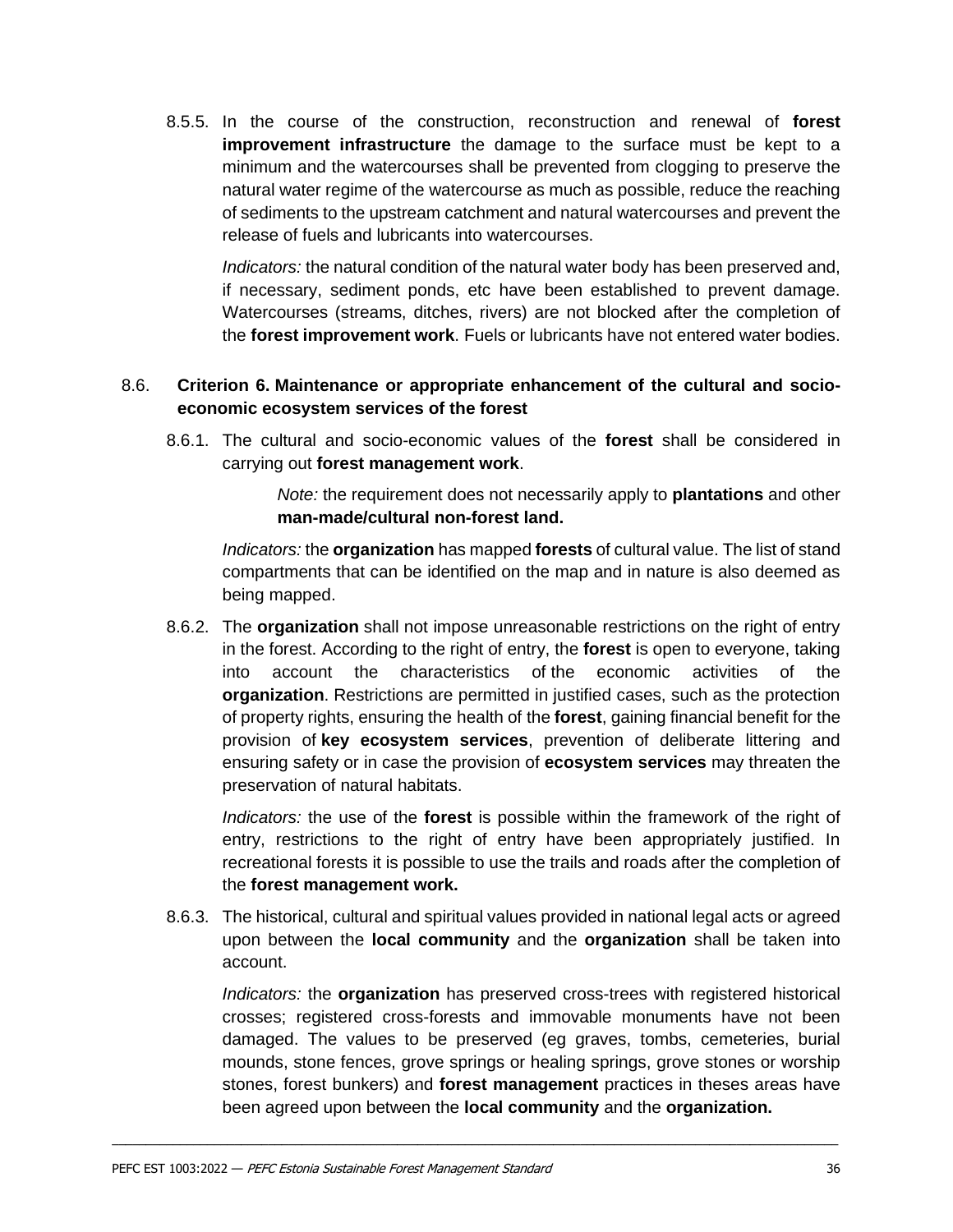8.5.5. In the course of the construction, reconstruction and renewal of **forest improvement infrastructure** the damage to the surface must be kept to a minimum and the watercourses shall be prevented from clogging to preserve the natural water regime of the watercourse as much as possible, reduce the reaching of sediments to the upstream catchment and natural watercourses and prevent the release of fuels and lubricants into watercourses.

*Indicators:* the natural condition of the natural water body has been preserved and, if necessary, sediment ponds, etc have been established to prevent damage. Watercourses (streams, ditches, rivers) are not blocked after the completion of the **forest improvement work**. Fuels or lubricants have not entered water bodies.

### 8.6. Criterion 6. Maintenance or appropriate enhancement of the cultural and socio-economic ecosystem services of the forest

8.6.1. The cultural and socio-economic values of the **forest** shall be considered in carrying out **forest management work**.

> *Note:* the requirement does not necessarily apply to **plantations** and other **man-made/cultural non-forest land.**

*Indicators:* the **organization** has mapped **forests** of cultural value. The list of stand compartments that can be identified on the map and in nature is also deemed as being mapped.

8.6.2. The **organization** shall not impose unreasonable restrictions on the right of entry in the forest. According to the right of entry, the **forest** is open to everyone, taking into account the characteristics of the economic activities of the **organization**. Restrictions are permitted in justified cases, such as the protection of property rights, ensuring the health of the **forest**, gaining financial benefit for the provision of **key ecosystem services**, prevention of deliberate littering and ensuring safety or in case the provision of **ecosystem services** may threaten the preservation of natural habitats.

*Indicators:* the use of the **forest** is possible within the framework of the right of entry, restrictions to the right of entry have been appropriately justified. In recreational forests it is possible to use the trails and roads after the completion of the **forest management work.**

8.6.3. The historical, cultural and spiritual values provided in national legal acts or agreed upon between the **local community** and the **organization** shall be taken into account.

*Indicators:* the **organization** has preserved cross-trees with registered historical crosses; registered cross-forests and immovable monuments have not been damaged. The values to be preserved (eg graves, tombs, cemeteries, burial mounds, stone fences, grove springs or healing springs, grove stones or worship stones, forest bunkers) and **forest management** practices in theses areas have been agreed upon between the **local community** and the **organization.**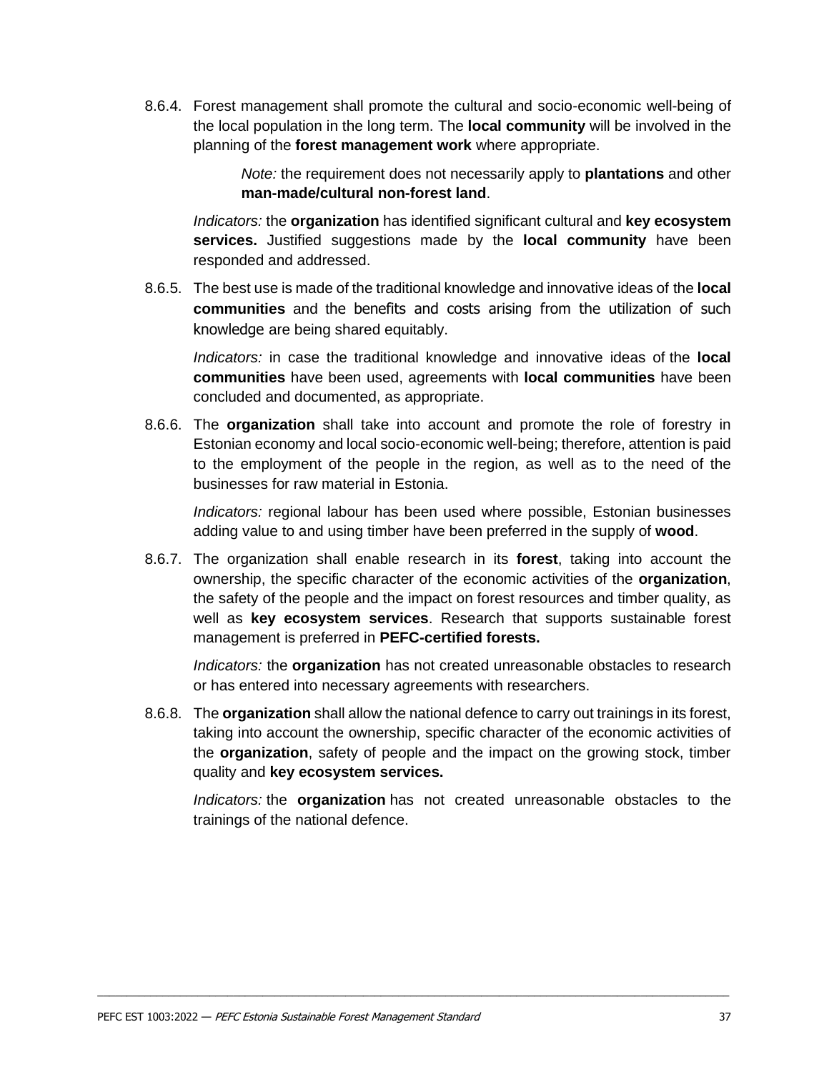8.6.4. Forest management shall promote the cultural and socio-economic well-being of the local population in the long term. The **local community** will be involved in the planning of the **forest management work** where appropriate.

> *Note:* the requirement does not necessarily apply to **plantations** and other **man-made/cultural non-forest land**.

*Indicators:* the **organization** has identified significant cultural and **key ecosystem services.** Justified suggestions made by the **local community** have been responded and addressed.

8.6.5. The best use is made of the traditional knowledge and innovative ideas of the **local communities** and the benefits and costs arising from the utilization of such knowledge are being shared equitably.

*Indicators:* in case the traditional knowledge and innovative ideas of the **local communities** have been used, agreements with **local communities** have been concluded and documented, as appropriate.

8.6.6. The **organization** shall take into account and promote the role of forestry in Estonian economy and local socio-economic well-being; therefore, attention is paid to the employment of the people in the region, as well as to the need of the businesses for raw material in Estonia.

*Indicators:* regional labour has been used where possible, Estonian businesses adding value to and using timber have been preferred in the supply of **wood**.

8.6.7. The organization shall enable research in its **forest**, taking into account the ownership, the specific character of the economic activities of the **organization**, the safety of the people and the impact on forest resources and timber quality, as well as **key ecosystem services**. Research that supports sustainable forest management is preferred in **PEFC-certified forests.**

*Indicators:* the **organization** has not created unreasonable obstacles to research or has entered into necessary agreements with researchers.

8.6.8. The **organization** shall allow the national defence to carry out trainings in its forest, taking into account the ownership, specific character of the economic activities of the **organization**, safety of people and the impact on the growing stock, timber quality and **key ecosystem services.**

*Indicators:* the **organization** has not created unreasonable obstacles to the trainings of the national defence.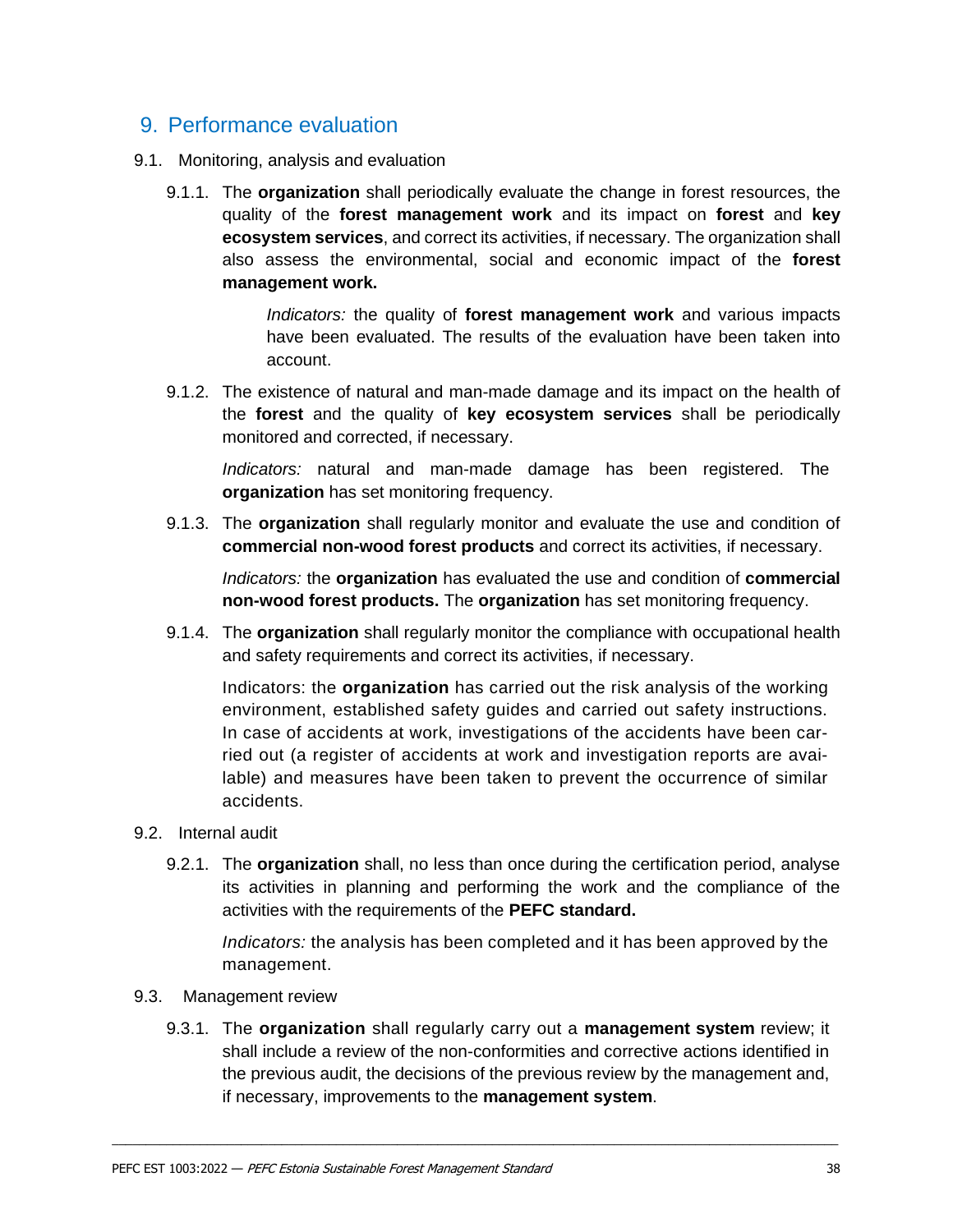## 9. Performance evaluation

9.1. Monitoring, analysis and evaluation

9.1.1. The **organization** shall periodically evaluate the change in forest resources, the quality of the **forest management work** and its impact on **forest** and **key ecosystem services**, and correct its activities, if necessary. The organization shall also assess the environmental, social and economic impact of the **forest management work.**

*Indicators:* the quality of **forest management work** and various impacts have been evaluated. The results of the evaluation have been taken into account.

9.1.2. The existence of natural and man-made damage and its impact on the health of the **forest** and the quality of **key ecosystem services** shall be periodically monitored and corrected, if necessary.

*Indicators:* natural and man-made damage has been registered. The **organization** has set monitoring frequency.

9.1.3. The **organization** shall regularly monitor and evaluate the use and condition of **commercial non-wood forest products** and correct its activities, if necessary.

*Indicators:* the **organization** has evaluated the use and condition of **commercial non-wood forest products.** The **organization** has set monitoring frequency.

9.1.4. The **organization** shall regularly monitor the compliance with occupational health and safety requirements and correct its activities, if necessary.

Indicators: the **organization** has carried out the risk analysis of the working environment, established safety guides and carried out safety instructions. In case of accidents at work, investigations of the accidents have been carried out (a register of accidents at work and investigation reports are available) and measures have been taken to prevent the occurrence of similar accidents.

9.2. Internal audit

9.2.1. The **organization** shall, no less than once during the certification period, analyse its activities in planning and performing the work and the compliance of the activities with the requirements of the **PEFC standard.**

*Indicators:* the analysis has been completed and it has been approved by the management.

9.3. Management review

9.3.1. The **organization** shall regularly carry out a **management system** review; it shall include a review of the non-conformities and corrective actions identified in the previous audit, the decisions of the previous review by the management and, if necessary, improvements to the **management system**.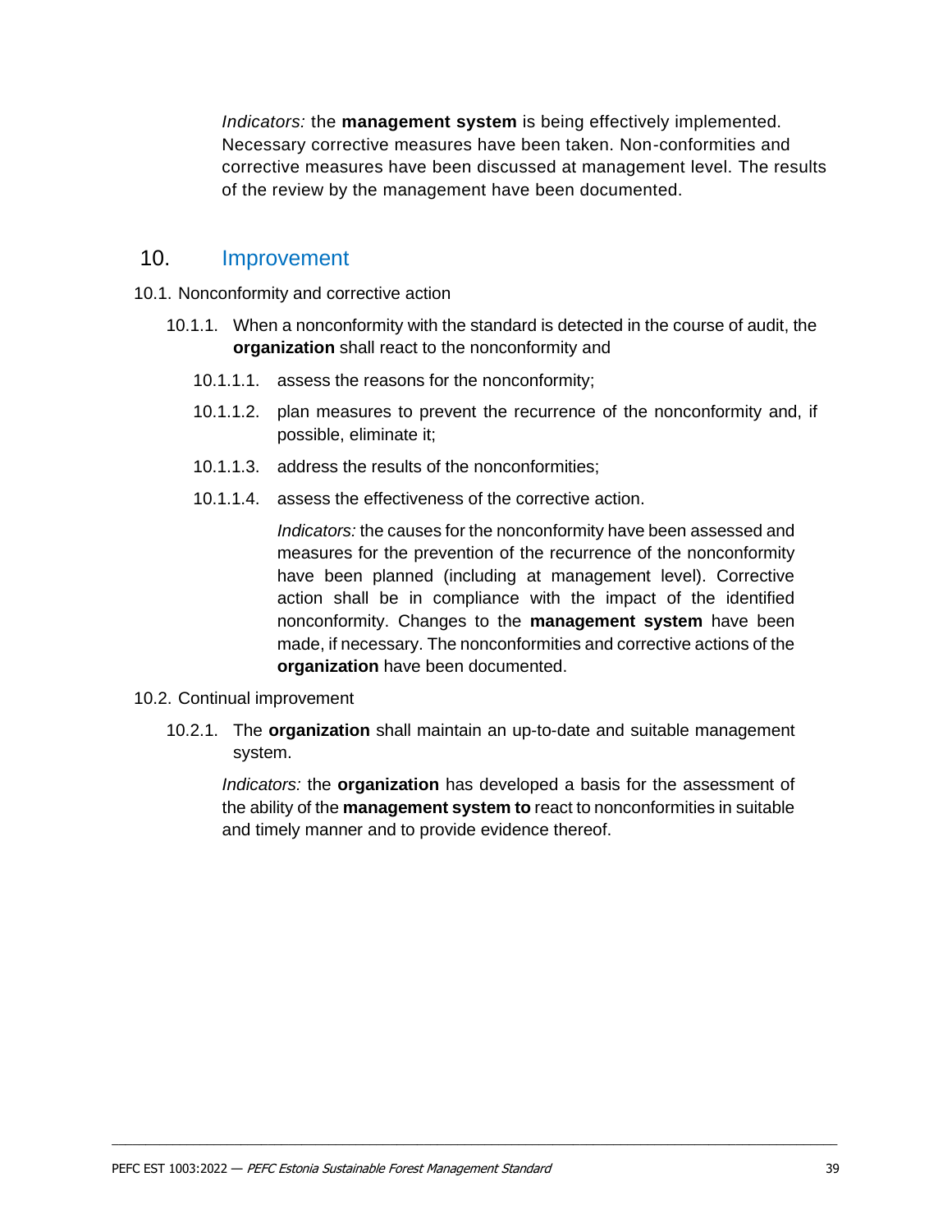*Indicators:* the **management system** is being effectively implemented. Necessary corrective measures have been taken. Non-conformities and corrective measures have been discussed at management level. The results of the review by the management have been documented.

## 10. Improvement

10.1. Nonconformity and corrective action

10.1.1. When a nonconformity with the standard is detected in the course of audit, the **organization** shall react to the nonconformity and

10.1.1.1. assess the reasons for the nonconformity;

10.1.1.2. plan measures to prevent the recurrence of the nonconformity and, if possible, eliminate it;

10.1.1.3. address the results of the nonconformities;

10.1.1.4. assess the effectiveness of the corrective action.

*Indicators:* the causes for the nonconformity have been assessed and measures for the prevention of the recurrence of the nonconformity have been planned (including at management level). Corrective action shall be in compliance with the impact of the identified nonconformity. Changes to the **management system** have been made, if necessary. The nonconformities and corrective actions of the **organization** have been documented.

10.2. Continual improvement

10.2.1. The **organization** shall maintain an up-to-date and suitable management system.

*Indicators:* the **organization** has developed a basis for the assessment of the ability of the **management system to** react to nonconformities in suitable and timely manner and to provide evidence thereof.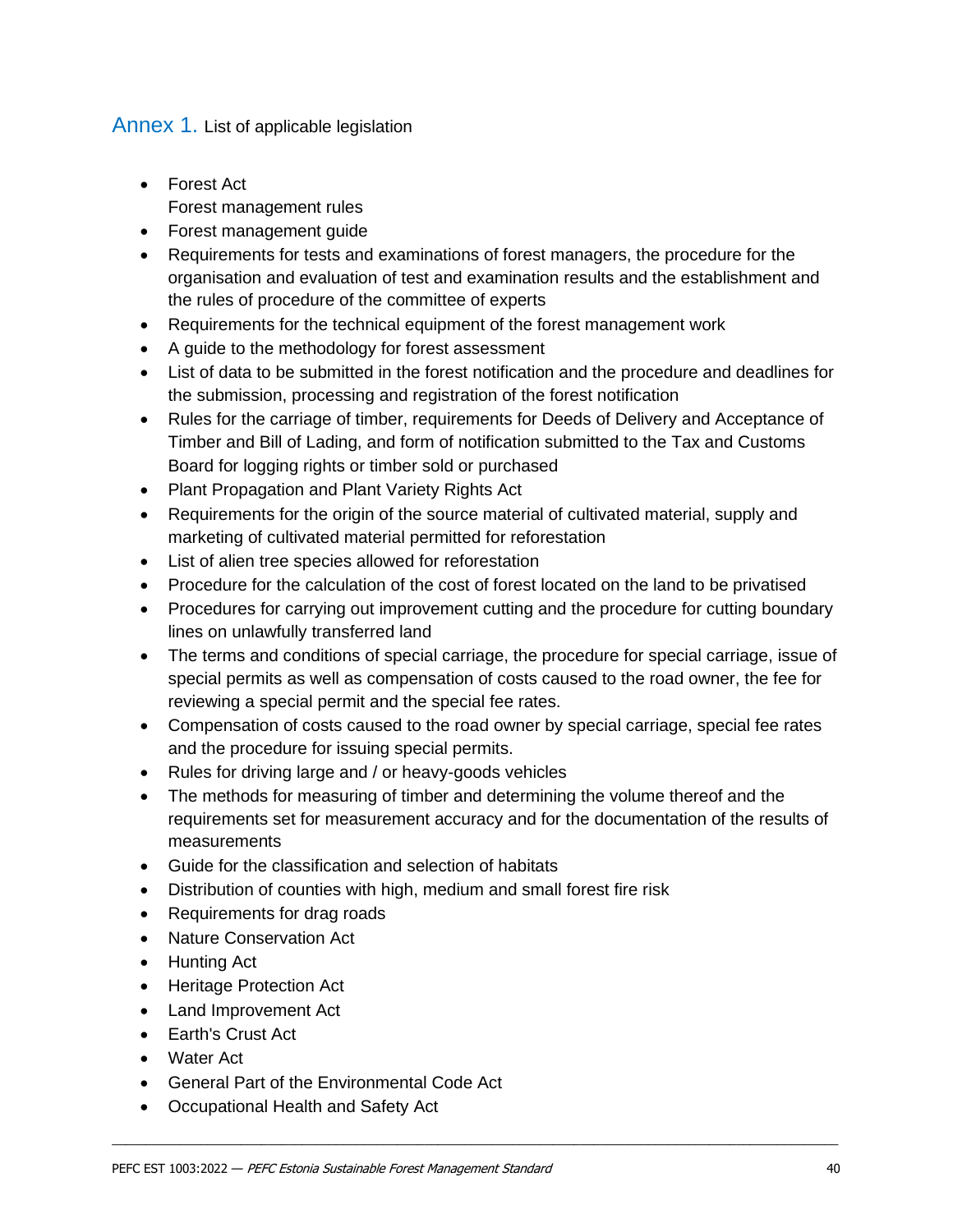## Annex 1. List of applicable legislation

- Forest Act
  Forest management rules
- Forest management guide
- Requirements for tests and examinations of forest managers, the procedure for the organisation and evaluation of test and examination results and the establishment and the rules of procedure of the committee of experts
- Requirements for the technical equipment of the forest management work
- A guide to the methodology for forest assessment
- List of data to be submitted in the forest notification and the procedure and deadlines for the submission, processing and registration of the forest notification
- Rules for the carriage of timber, requirements for Deeds of Delivery and Acceptance of Timber and Bill of Lading, and form of notification submitted to the Tax and Customs Board for logging rights or timber sold or purchased
- Plant Propagation and Plant Variety Rights Act
- Requirements for the origin of the source material of cultivated material, supply and marketing of cultivated material permitted for reforestation
- List of alien tree species allowed for reforestation
- Procedure for the calculation of the cost of forest located on the land to be privatised
- Procedures for carrying out improvement cutting and the procedure for cutting boundary lines on unlawfully transferred land
- The terms and conditions of special carriage, the procedure for special carriage, issue of special permits as well as compensation of costs caused to the road owner, the fee for reviewing a special permit and the special fee rates.
- Compensation of costs caused to the road owner by special carriage, special fee rates and the procedure for issuing special permits.
- Rules for driving large and / or heavy-goods vehicles
- The methods for measuring of timber and determining the volume thereof and the requirements set for measurement accuracy and for the documentation of the results of measurements
- Guide for the classification and selection of habitats
- Distribution of counties with high, medium and small forest fire risk
- Requirements for drag roads
- Nature Conservation Act
- Hunting Act
- Heritage Protection Act
- Land Improvement Act
- Earth's Crust Act
- Water Act
- General Part of the Environmental Code Act
- Occupational Health and Safety Act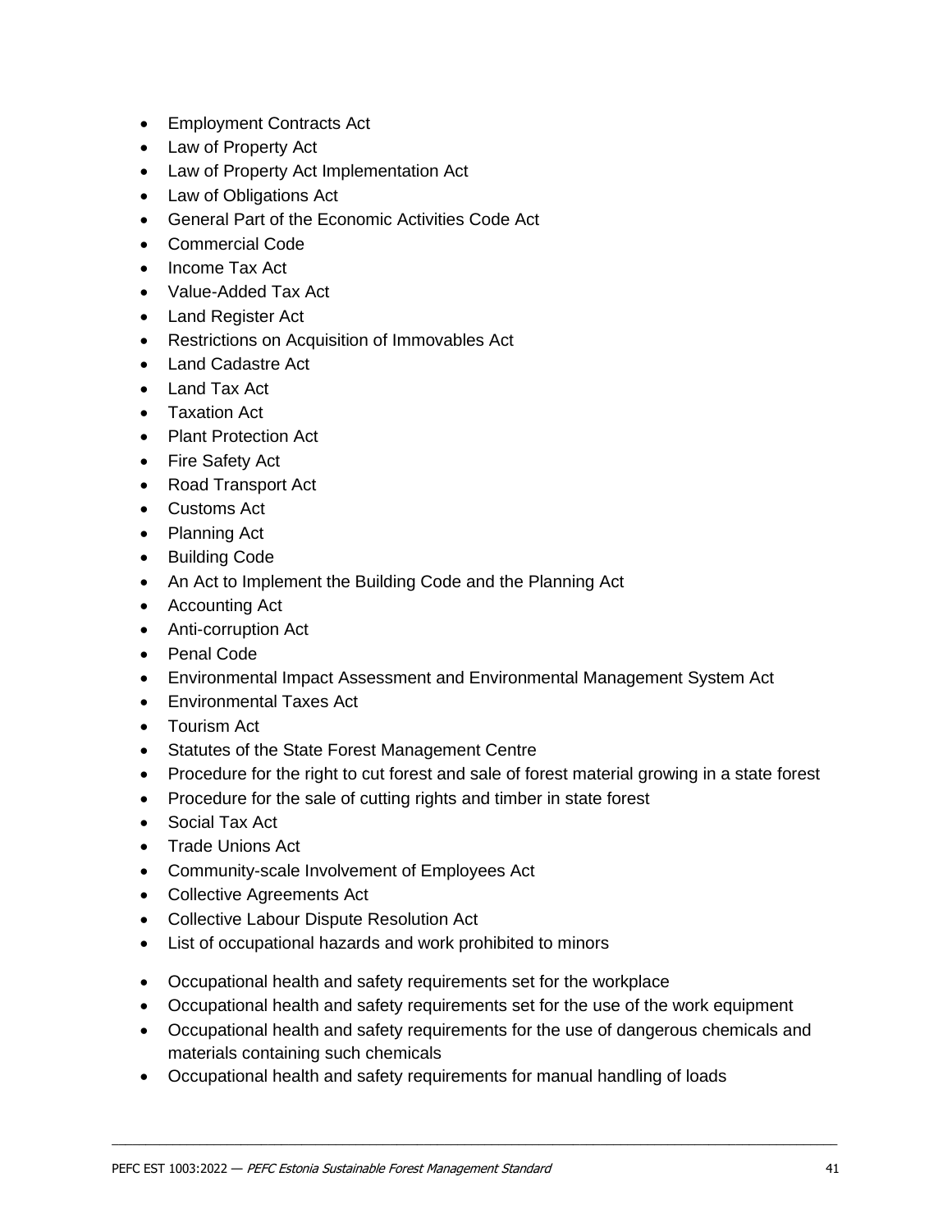- Employment Contracts Act
- Law of Property Act
- Law of Property Act Implementation Act
- Law of Obligations Act
- General Part of the Economic Activities Code Act
- Commercial Code
- Income Tax Act
- Value-Added Tax Act
- Land Register Act
- Restrictions on Acquisition of Immovables Act
- Land Cadastre Act
- Land Tax Act
- Taxation Act
- Plant Protection Act
- Fire Safety Act
- Road Transport Act
- Customs Act
- Planning Act
- Building Code
- An Act to Implement the Building Code and the Planning Act
- Accounting Act
- Anti-corruption Act
- Penal Code
- Environmental Impact Assessment and Environmental Management System Act
- Environmental Taxes Act
- Tourism Act
- Statutes of the State Forest Management Centre
- Procedure for the right to cut forest and sale of forest material growing in a state forest
- Procedure for the sale of cutting rights and timber in state forest
- Social Tax Act
- Trade Unions Act
- Community-scale Involvement of Employees Act
- Collective Agreements Act
- Collective Labour Dispute Resolution Act
- List of occupational hazards and work prohibited to minors
- Occupational health and safety requirements set for the workplace
- Occupational health and safety requirements set for the use of the work equipment
- Occupational health and safety requirements for the use of dangerous chemicals and materials containing such chemicals
- Occupational health and safety requirements for manual handling of loads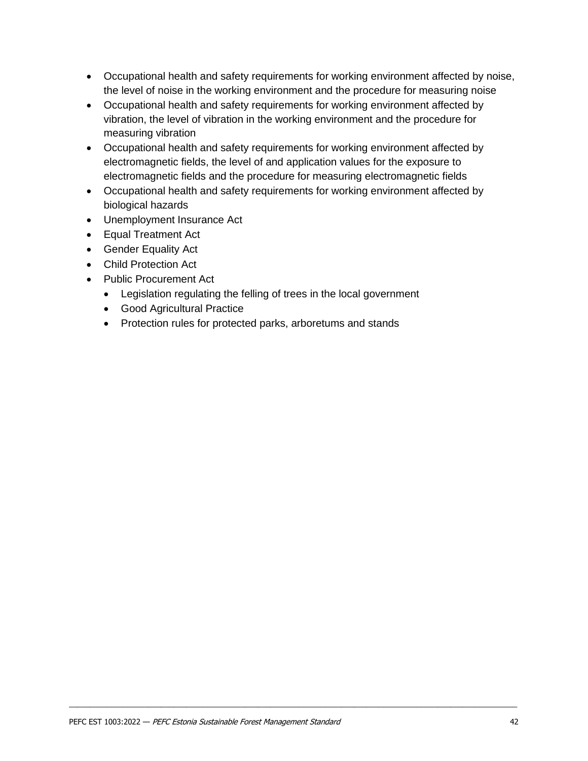- Occupational health and safety requirements for working environment affected by noise, the level of noise in the working environment and the procedure for measuring noise
- Occupational health and safety requirements for working environment affected by vibration, the level of vibration in the working environment and the procedure for measuring vibration
- Occupational health and safety requirements for working environment affected by electromagnetic fields, the level of and application values for the exposure to electromagnetic fields and the procedure for measuring electromagnetic fields
- Occupational health and safety requirements for working environment affected by biological hazards
- Unemployment Insurance Act
- Equal Treatment Act
- Gender Equality Act
- Child Protection Act
- Public Procurement Act
  - Legislation regulating the felling of trees in the local government
  - Good Agricultural Practice
  - Protection rules for protected parks, arboretums and stands